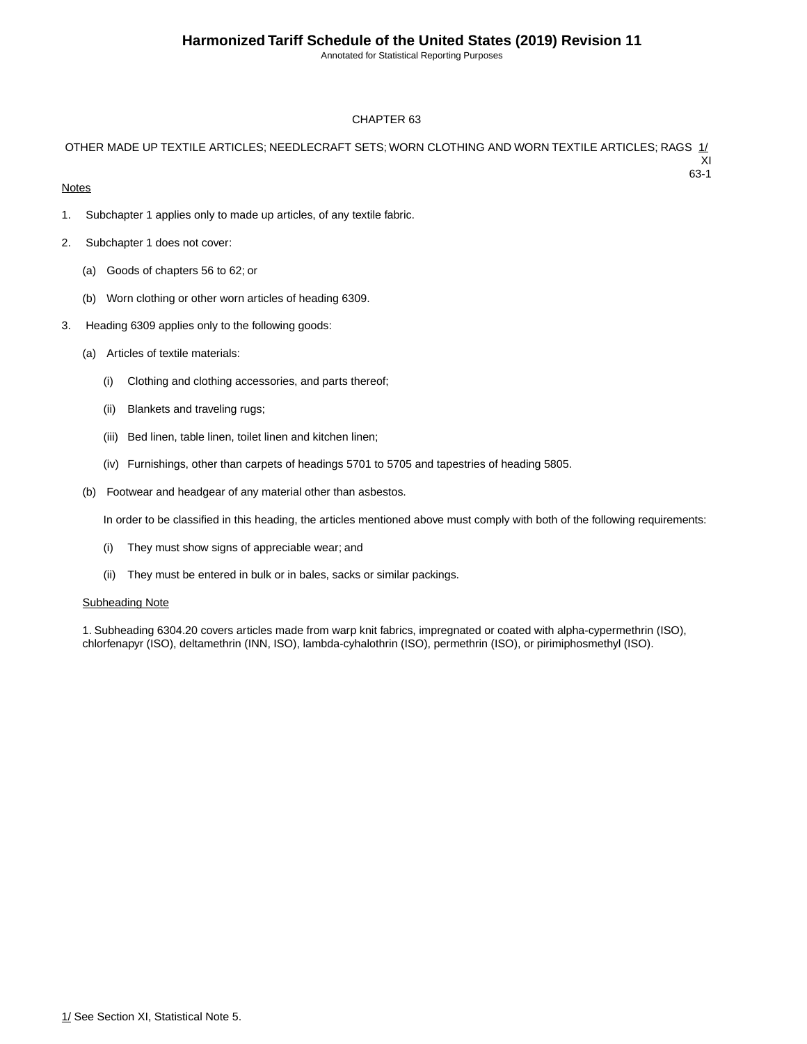# CHAPTER 63

## OTHER MADE UP TEXTILE ARTICLES; NEEDLECRAFT SETS; WORN CLOTHING AND WORN TEXTILE ARTICLES; RAGS 1/

XI
63-1

Notes

1. Subchapter 1 applies only to made up articles, of any textile fabric.

2. Subchapter 1 does not cover:

   (a) Goods of chapters 56 to 62; or

   (b) Worn clothing or other worn articles of heading 6309.

3. Heading 6309 applies only to the following goods:

   (a) Articles of textile materials:

      (i) Clothing and clothing accessories, and parts thereof;

      (ii) Blankets and traveling rugs;

      (iii) Bed linen, table linen, toilet linen and kitchen linen;

      (iv) Furnishings, other than carpets of headings 5701 to 5705 and tapestries of heading 5805.

   (b) Footwear and headgear of any material other than asbestos.

   In order to be classified in this heading, the articles mentioned above must comply with both of the following requirements:

      (i) They must show signs of appreciable wear; and

      (ii) They must be entered in bulk or in bales, sacks or similar packings.

Subheading Note

1. Subheading 6304.20 covers articles made from warp knit fabrics, impregnated or coated with alpha-cypermethrin (ISO), chlorfenapyr (ISO), deltamethrin (INN, ISO), lambda-cyhalothrin (ISO), permethrin (ISO), or pirimiphosmethyl (ISO).

1/ See Section XI, Statistical Note 5.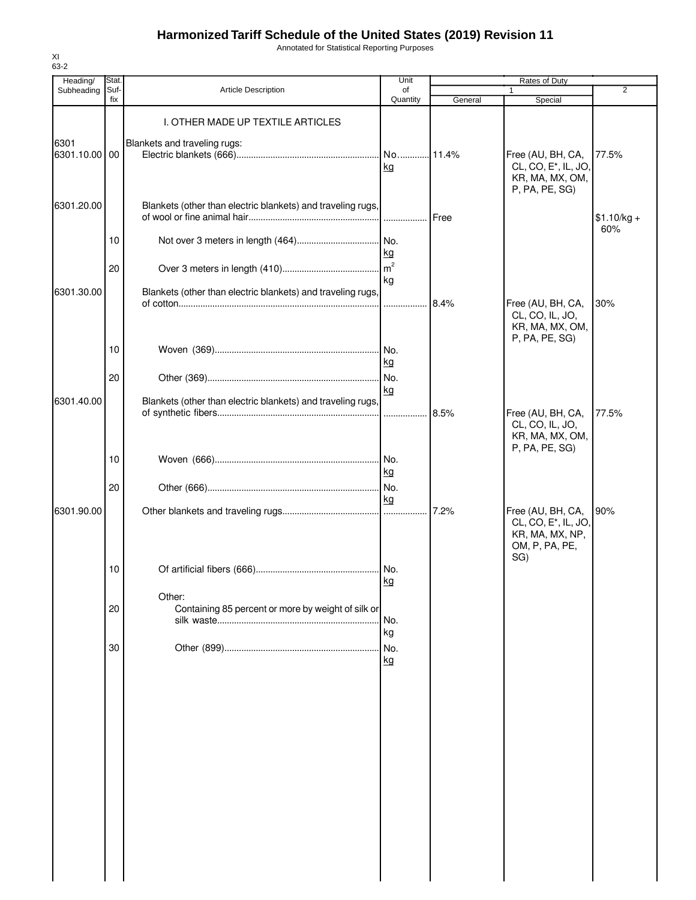# Harmonized Tariff Schedule of the United States (2019) Revision 11

Annotated for Statistical Reporting Purposes

XI
63-2

| Heading/ Subheading | Stat. Suf- fix | Article Description | Unit of Quantity | Rates of Duty 1 General | Special | 2 |
|---|---|---|---|---|---|---|
| | | I. OTHER MADE UP TEXTILE ARTICLES | | | | |
| 6301 | | Blankets and traveling rugs: | | | | |
| 6301.10.00 | 00 | Electric blankets (666) | No. kg | 11.4% | Free (AU, BH, CA, CL, CO, E*, IL, JO, KR, MA, MX, OM, P, PA, PE, SG) | 77.5% |
| 6301.20.00 | | Blankets (other than electric blankets) and traveling rugs, of wool or fine animal hair | | Free | | $1.10/kg + 60% |
| | 10 | Not over 3 meters in length (464) | No. kg | | | |
| | 20 | Over 3 meters in length (410) | $m^2$ kg | | | |
| 6301.30.00 | | Blankets (other than electric blankets) and traveling rugs, of cotton | | 8.4% | Free (AU, BH, CA, CL, CO, IL, JO, KR, MA, MX, OM, P, PA, PE, SG) | 30% |
| | 10 | Woven (369) | No. kg | | | |
| | 20 | Other (369) | No. kg | | | |
| 6301.40.00 | | Blankets (other than electric blankets) and traveling rugs, of synthetic fibers | | 8.5% | Free (AU, BH, CA, CL, CO, IL, JO, KR, MA, MX, OM, P, PA, PE, SG) | 77.5% |
| | 10 | Woven (666) | No. kg | | | |
| | 20 | Other (666) | No. kg | | | |
| 6301.90.00 | | Other blankets and traveling rugs | | 7.2% | Free (AU, BH, CA, CL, CO, E*, IL, JO, KR, MA, MX, NP, OM, P, PA, PE, SG) | 90% |
| | 10 | Of artificial fibers (666) | No. kg | | | |
| | | Other: | | | | |
| | 20 | Containing 85 percent or more by weight of silk or silk waste | No. kg | | | |
| | 30 | Other (899) | No. kg | | | |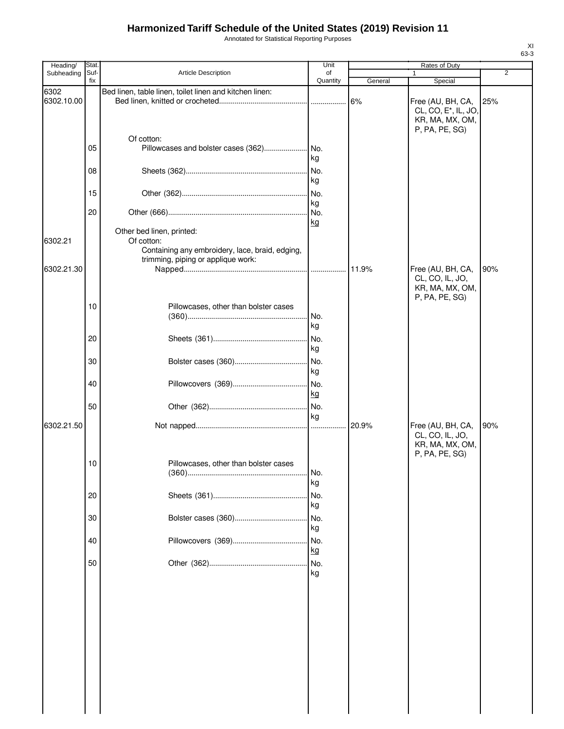# Harmonized Tariff Schedule of the United States (2019) Revision 11

Annotated for Statistical Reporting Purposes

XI
63-3

| Heading/ Subheading | Stat. Suf- fix | Article Description | Unit of Quantity | Rates of Duty | | |
|---|---|---|---|---|---|---|
| | | | | 1 | | 2 |
| | | | | General | Special | |
| 6302 | | Bed linen, table linen, toilet linen and kitchen linen: | | | | |
| 6302.10.00 | | Bed linen, knitted or crocheted | | 6% | Free (AU, BH, CA, CL, CO, E*, IL, JO, KR, MA, MX, OM, P, PA, PE, SG) | 25% |
| | | Of cotton: | | | | |
| | 05 | Pillowcases and bolster cases (362) | No. kg | | | |
| | 08 | Sheets (362) | No. kg | | | |
| | 15 | Other (362) | No. kg | | | |
| | 20 | Other (666) | No. kg | | | |
| | | Other bed linen, printed: | | | | |
| 6302.21 | | Of cotton: | | | | |
| | | Containing any embroidery, lace, braid, edging, trimming, piping or applique work: | | | | |
| 6302.21.30 | | Napped | | 11.9% | Free (AU, BH, CA, CL, CO, IL, JO, KR, MA, MX, OM, P, PA, PE, SG) | 90% |
| | 10 | Pillowcases, other than bolster cases (360) | No. kg | | | |
| | 20 | Sheets (361) | No. kg | | | |
| | 30 | Bolster cases (360) | No. kg | | | |
| | 40 | Pillowcovers (369) | No. kg | | | |
| | 50 | Other (362) | No. kg | | | |
| 6302.21.50 | | Not napped | | 20.9% | Free (AU, BH, CA, CL, CO, IL, JO, KR, MA, MX, OM, P, PA, PE, SG) | 90% |
| | 10 | Pillowcases, other than bolster cases (360) | No. kg | | | |
| | 20 | Sheets (361) | No. kg | | | |
| | 30 | Bolster cases (360) | No. kg | | | |
| | 40 | Pillowcovers (369) | No. kg | | | |
| | 50 | Other (362) | No. kg | | | |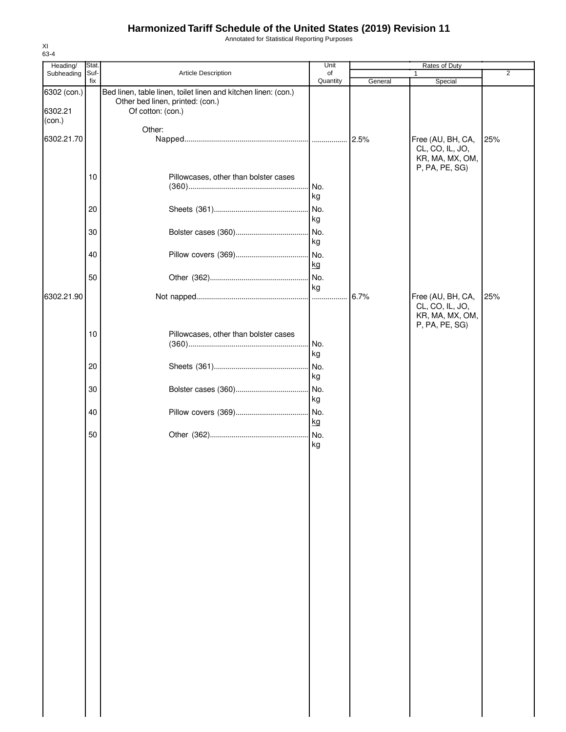# Harmonized Tariff Schedule of the United States (2019) Revision 11

Annotated for Statistical Reporting Purposes

XI
63-4

| Heading/ Subheading | Stat. Suf- fix | Article Description | Unit of Quantity | Rates of Duty 1 General | Rates of Duty 1 Special | Rates of Duty 2 |
|---|---|---|---|---|---|---|
| 6302 (con.) | | Bed linen, table linen, toilet linen and kitchen linen: (con.) | | | | |
| | | Other bed linen, printed: (con.) | | | | |
| 6302.21 (con.) | | Of cotton: (con.) | | | | |
| | | Other: | | | | |
| 6302.21.70 | | Napped | | 2.5% | Free (AU, BH, CA, CL, CO, IL, JO, KR, MA, MX, OM, P, PA, PE, SG) | 25% |
| | 10 | Pillowcases, other than bolster cases (360) | No. kg | | | |
| | 20 | Sheets (361) | No. kg | | | |
| | 30 | Bolster cases (360) | No. kg | | | |
| | 40 | Pillow covers (369) | No. kg | | | |
| | 50 | Other (362) | No. kg | | | |
| 6302.21.90 | | Not napped | | 6.7% | Free (AU, BH, CA, CL, CO, IL, JO, KR, MA, MX, OM, P, PA, PE, SG) | 25% |
| | 10 | Pillowcases, other than bolster cases (360) | No. kg | | | |
| | 20 | Sheets (361) | No. kg | | | |
| | 30 | Bolster cases (360) | No. kg | | | |
| | 40 | Pillow covers (369) | No. kg | | | |
| | 50 | Other (362) | No. kg | | | |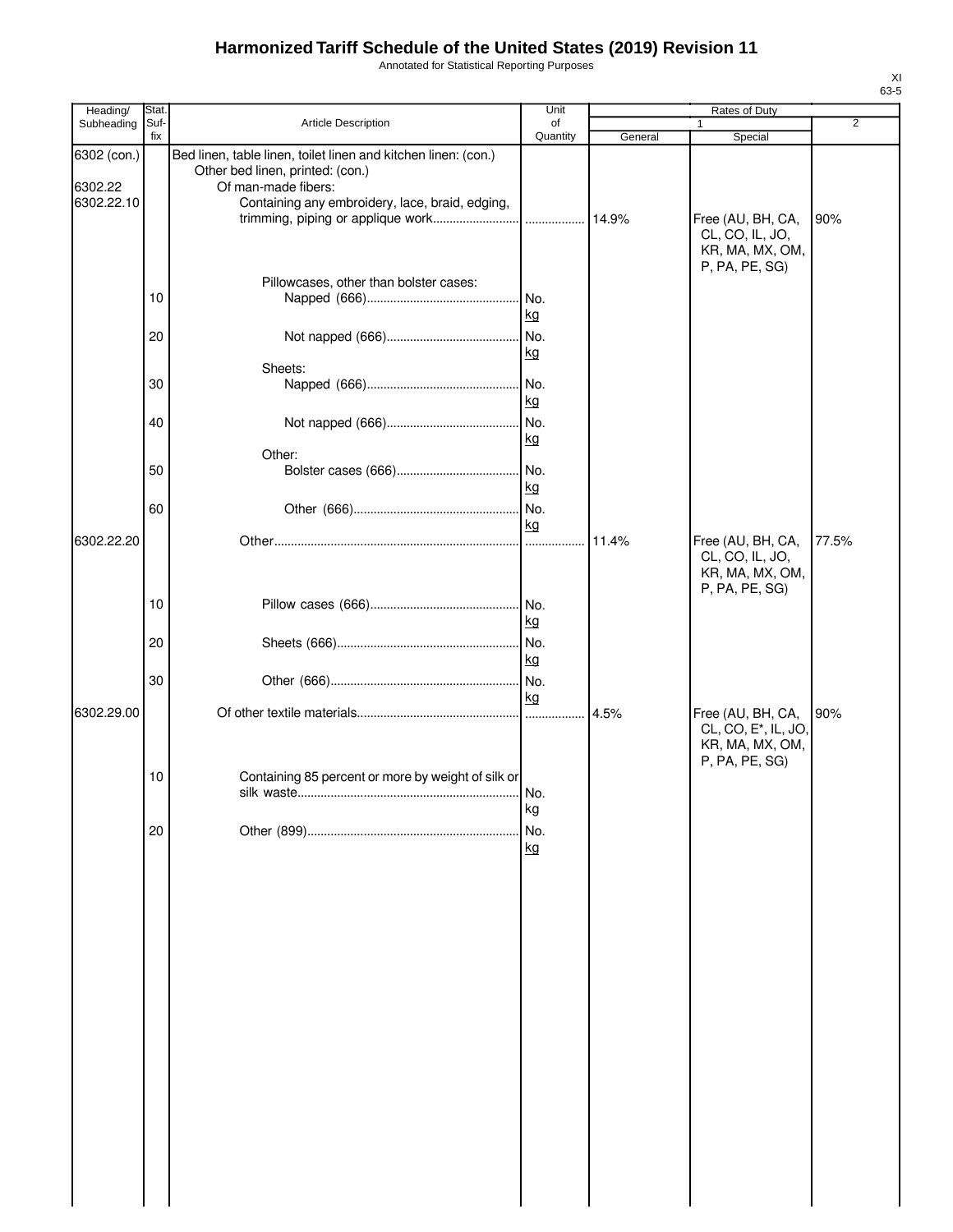# Harmonized Tariff Schedule of the United States (2019) Revision 11

Annotated for Statistical Reporting Purposes

XI
63-5

| Heading/ Subheading | Stat. Suf- fix | Article Description | Unit of Quantity | Rates of Duty | | |
|---|---|---|---|---|---|---|
| | | | | 1 | | 2 |
| | | | | General | Special | |
| 6302 (con.) | | Bed linen, table linen, toilet linen and kitchen linen: (con.) | | | | |
| | | Other bed linen, printed: (con.) | | | | |
| 6302.22 | | Of man-made fibers: | | | | |
| 6302.22.10 | | Containing any embroidery, lace, braid, edging, trimming, piping or applique work | | 14.9% | Free (AU, BH, CA, CL, CO, IL, JO, KR, MA, MX, OM, P, PA, PE, SG) | 90% |
| | | Pillowcases, other than bolster cases: | | | | |
| | 10 | Napped (666) | No.<br>kg | | | |
| | 20 | Not napped (666) | No.<br>kg | | | |
| | | Sheets: | | | | |
| | 30 | Napped (666) | No.<br>kg | | | |
| | 40 | Not napped (666) | No.<br>kg | | | |
| | | Other: | | | | |
| | 50 | Bolster cases (666) | No.<br>kg | | | |
| | 60 | Other (666) | No.<br>kg | | | |
| 6302.22.20 | | Other | | 11.4% | Free (AU, BH, CA, CL, CO, IL, JO, KR, MA, MX, OM, P, PA, PE, SG) | 77.5% |
| | 10 | Pillow cases (666) | No.<br>kg | | | |
| | 20 | Sheets (666) | No.<br>kg | | | |
| | 30 | Other (666) | No.<br>kg | | | |
| 6302.29.00 | | Of other textile materials | | 4.5% | Free (AU, BH, CA, CL, CO, E*, IL, JO, KR, MA, MX, OM, P, PA, PE, SG) | 90% |
| | 10 | Containing 85 percent or more by weight of silk or silk waste | No.<br>kg | | | |
| | 20 | Other (899) | No.<br>kg | | | |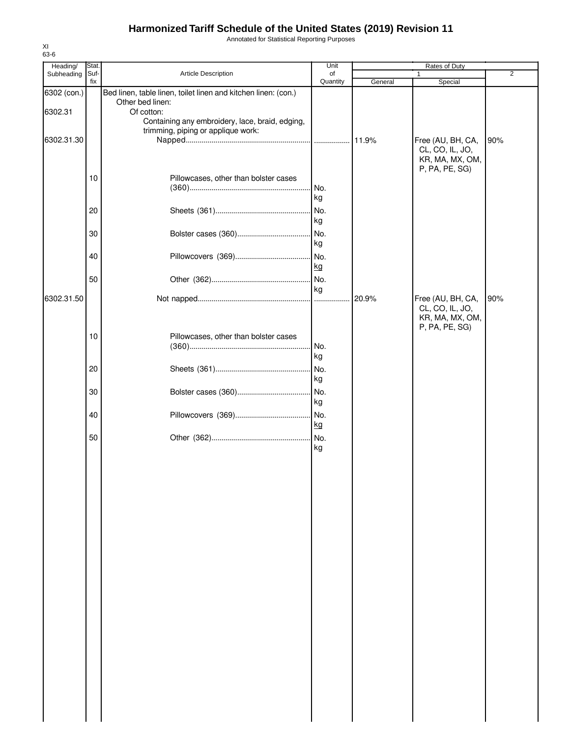# Harmonized Tariff Schedule of the United States (2019) Revision 11

Annotated for Statistical Reporting Purposes

XI
63-6

| Heading/ Subheading | Stat. Suf- fix | Article Description | Unit of Quantity | Rates of Duty 1 General | Rates of Duty 1 Special | Rates of Duty 2 |
|---|---|---|---|---|---|---|
| 6302 (con.) | | Bed linen, table linen, toilet linen and kitchen linen: (con.) | | | | |
| | | Other bed linen: | | | | |
| 6302.31 | | Of cotton: | | | | |
| | | Containing any embroidery, lace, braid, edging, trimming, piping or applique work: | | | | |
| 6302.31.30 | | Napped | | 11.9% | Free (AU, BH, CA, CL, CO, IL, JO, KR, MA, MX, OM, P, PA, PE, SG) | 90% |
| | 10 | Pillowcases, other than bolster cases (360) | No. kg | | | |
| | 20 | Sheets (361) | No. kg | | | |
| | 30 | Bolster cases (360) | No. kg | | | |
| | 40 | Pillowcovers (369) | No. kg | | | |
| | 50 | Other (362) | No. kg | | | |
| 6302.31.50 | | Not napped | | 20.9% | Free (AU, BH, CA, CL, CO, IL, JO, KR, MA, MX, OM, P, PA, PE, SG) | 90% |
| | 10 | Pillowcases, other than bolster cases (360) | No. kg | | | |
| | 20 | Sheets (361) | No. kg | | | |
| | 30 | Bolster cases (360) | No. kg | | | |
| | 40 | Pillowcovers (369) | No. kg | | | |
| | 50 | Other (362) | No. kg | | | |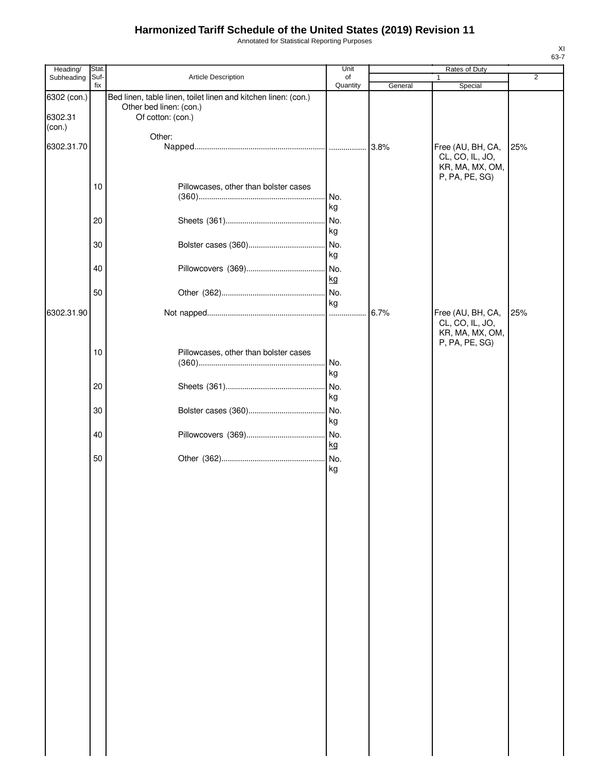# Harmonized Tariff Schedule of the United States (2019) Revision 11

Annotated for Statistical Reporting Purposes

XI
63-7

| Heading/ Subheading | Stat. Suf- fix | Article Description | Unit of Quantity | Rates of Duty 1 General | Rates of Duty 1 Special | Rates of Duty 2 |
|---|---|---|---|---|---|---|
| 6302 (con.) | | Bed linen, table linen, toilet linen and kitchen linen: (con.) | | | | |
| | | Other bed linen: (con.) | | | | |
| 6302.31 (con.) | | Of cotton: (con.) | | | | |
| | | Other: | | | | |
| 6302.31.70 | | Napped | | 3.8% | Free (AU, BH, CA, CL, CO, IL, JO, KR, MA, MX, OM, P, PA, PE, SG) | 25% |
| | 10 | Pillowcases, other than bolster cases (360) | No. kg | | | |
| | 20 | Sheets (361) | No. kg | | | |
| | 30 | Bolster cases (360) | No. kg | | | |
| | 40 | Pillowcovers (369) | No. kg | | | |
| | 50 | Other (362) | No. kg | | | |
| 6302.31.90 | | Not napped | | 6.7% | Free (AU, BH, CA, CL, CO, IL, JO, KR, MA, MX, OM, P, PA, PE, SG) | 25% |
| | 10 | Pillowcases, other than bolster cases (360) | No. kg | | | |
| | 20 | Sheets (361) | No. kg | | | |
| | 30 | Bolster cases (360) | No. kg | | | |
| | 40 | Pillowcovers (369) | No. kg | | | |
| | 50 | Other (362) | No. kg | | | |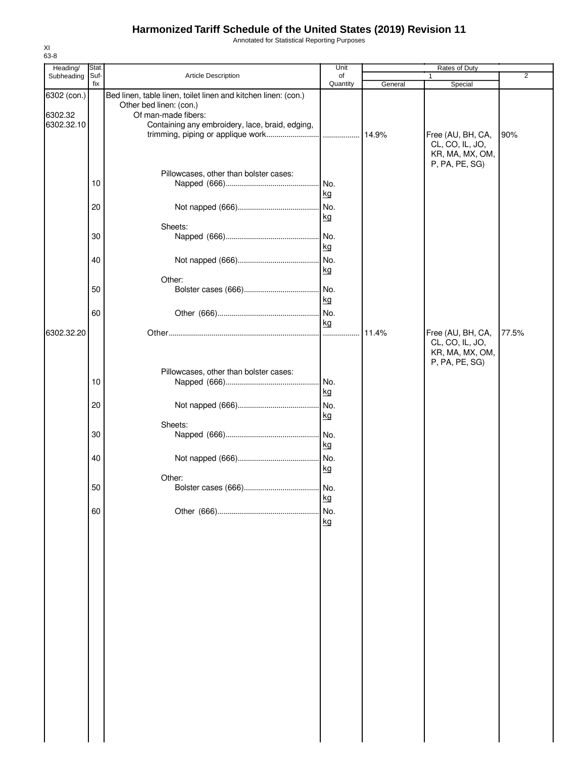# Harmonized Tariff Schedule of the United States (2019) Revision 11

Annotated for Statistical Reporting Purposes

XI
63-8

| Heading/ Subheading | Stat. Suf- fix | Article Description | Unit of Quantity | Rates of Duty 1 General | Rates of Duty 1 Special | Rates of Duty 2 |
|---|---|---|---|---|---|---|
| 6302 (con.) | | Bed linen, table linen, toilet linen and kitchen linen: (con.) | | | | |
| | | Other bed linen: (con.) | | | | |
| 6302.32 | | Of man-made fibers: | | | | |
| 6302.32.10 | | Containing any embroidery, lace, braid, edging, trimming, piping or applique work | | 14.9% | Free (AU, BH, CA, CL, CO, IL, JO, KR, MA, MX, OM, P, PA, PE, SG) | 90% |
| | | Pillowcases, other than bolster cases: | | | | |
| | 10 | Napped (666) | No. kg | | | |
| | 20 | Not napped (666) | No. kg | | | |
| | | Sheets: | | | | |
| | 30 | Napped (666) | No. kg | | | |
| | 40 | Not napped (666) | No. kg | | | |
| | | Other: | | | | |
| | 50 | Bolster cases (666) | No. kg | | | |
| | 60 | Other (666) | No. kg | | | |
| 6302.32.20 | | Other | | 11.4% | Free (AU, BH, CA, CL, CO, IL, JO, KR, MA, MX, OM, P, PA, PE, SG) | 77.5% |
| | | Pillowcases, other than bolster cases: | | | | |
| | 10 | Napped (666) | No. kg | | | |
| | 20 | Not napped (666) | No. kg | | | |
| | | Sheets: | | | | |
| | 30 | Napped (666) | No. kg | | | |
| | 40 | Not napped (666) | No. kg | | | |
| | | Other: | | | | |
| | 50 | Bolster cases (666) | No. kg | | | |
| | 60 | Other (666) | No. kg | | | |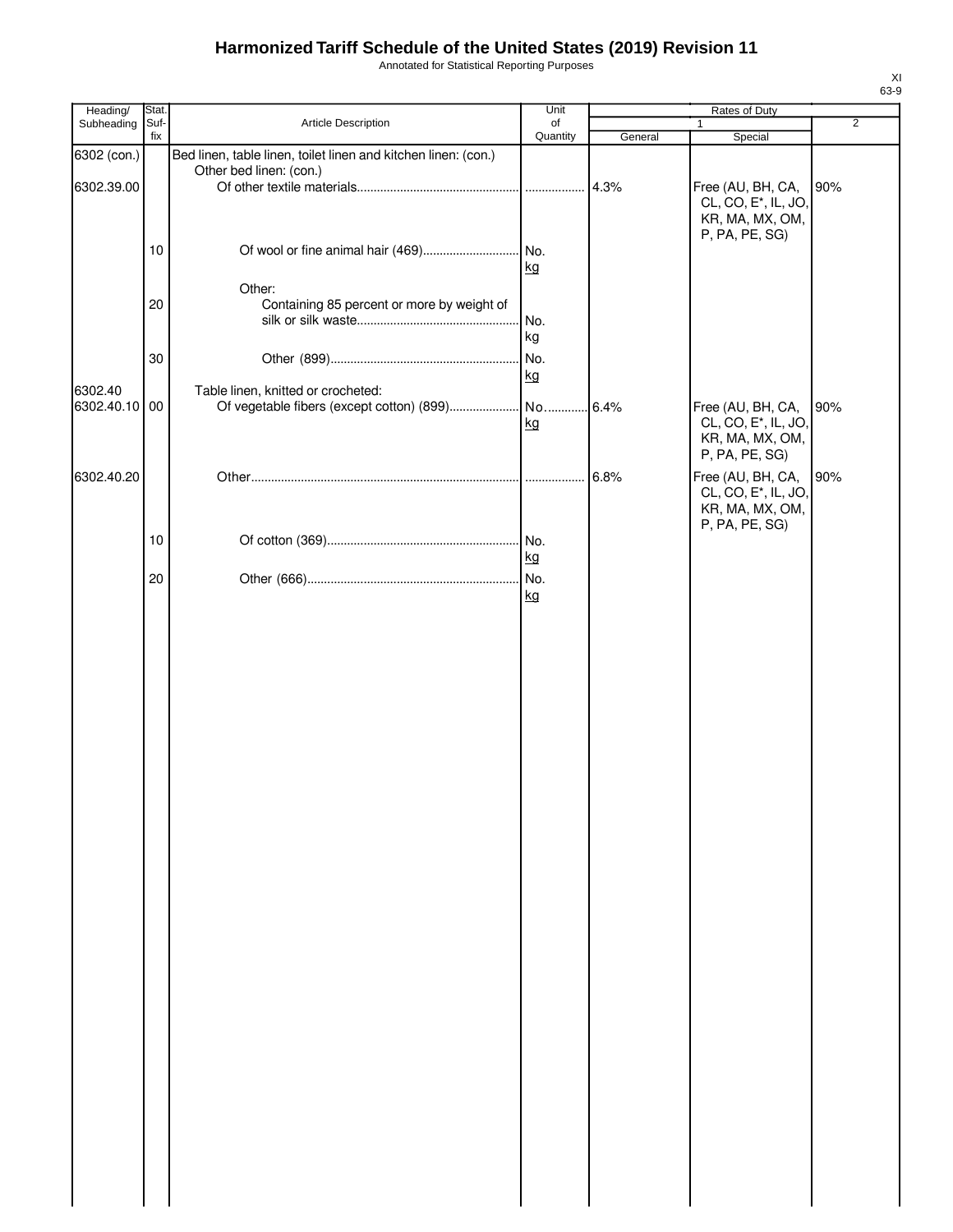# Harmonized Tariff Schedule of the United States (2019) Revision 11

Annotated for Statistical Reporting Purposes

XI
63-9

| Heading/ Subheading | Stat. Suf- fix | Article Description | Unit of Quantity | Rates of Duty 1 General | Special | 2 |
|---|---|---|---|---|---|---|
| 6302 (con.) | | Bed linen, table linen, toilet linen and kitchen linen: (con.) | | | | |
| | | Other bed linen: (con.) | | | | |
| 6302.39.00 | | Of other textile materials | | 4.3% | Free (AU, BH, CA, CL, CO, E*, IL, JO, KR, MA, MX, OM, P, PA, PE, SG) | 90% |
| | 10 | Of wool or fine animal hair (469) | No. kg | | | |
| | | Other: | | | | |
| | 20 | Containing 85 percent or more by weight of silk or silk waste | No. kg | | | |
| | 30 | Other (899) | No. kg | | | |
| 6302.40 | | Table linen, knitted or crocheted: | | | | |
| 6302.40.10 | 00 | Of vegetable fibers (except cotton) (899) | No. kg | 6.4% | Free (AU, BH, CA, CL, CO, E*, IL, JO, KR, MA, MX, OM, P, PA, PE, SG) | 90% |
| 6302.40.20 | | Other | | 6.8% | Free (AU, BH, CA, CL, CO, E*, IL, JO, KR, MA, MX, OM, P, PA, PE, SG) | 90% |
| | 10 | Of cotton (369) | No. kg | | | |
| | 20 | Other (666) | No. kg | | | |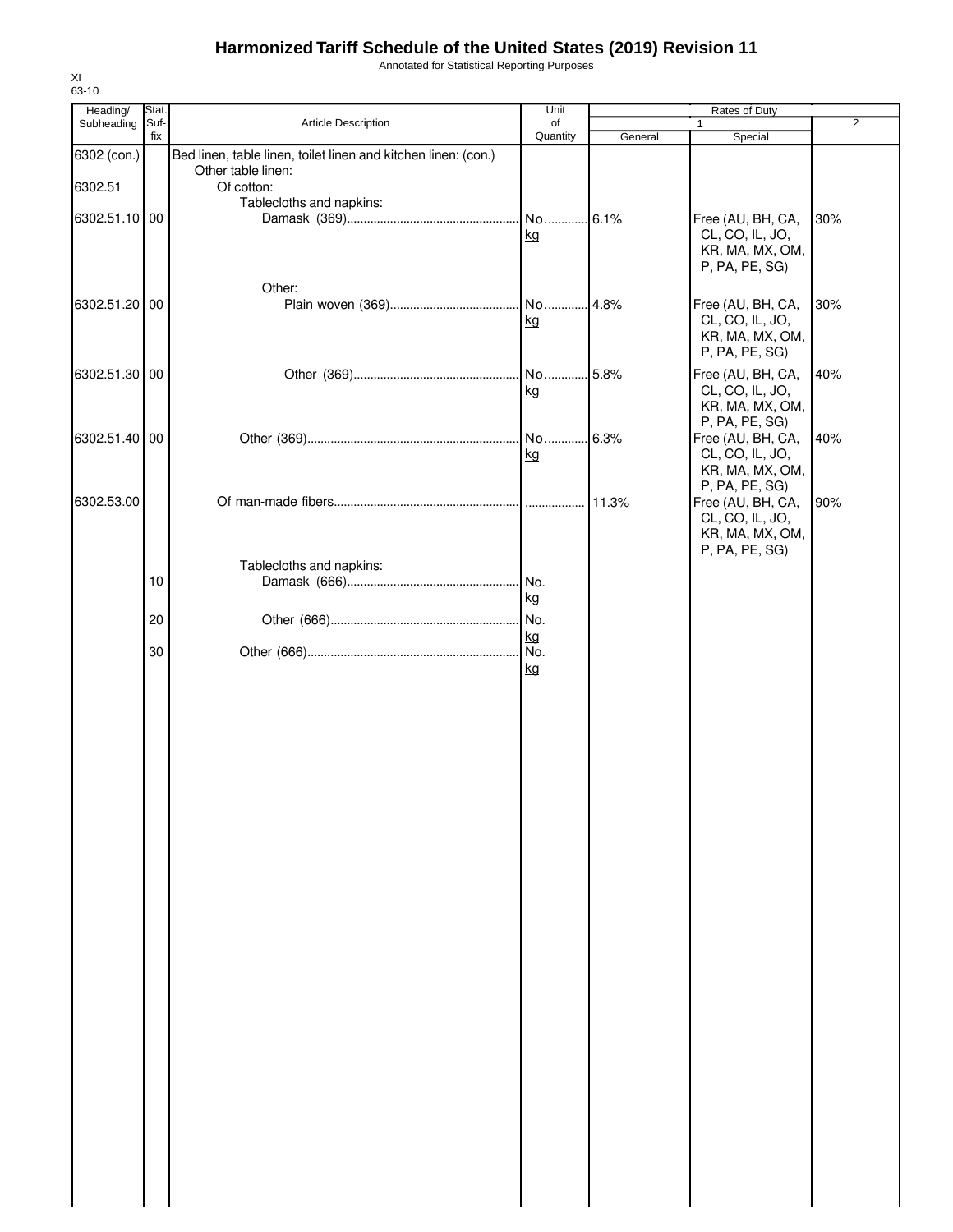# Harmonized Tariff Schedule of the United States (2019) Revision 11

Annotated for Statistical Reporting Purposes

XI
63-10

| Heading/ Subheading | Stat. Suf- fix | Article Description | Unit of Quantity | Rates of Duty 1 General | Rates of Duty 1 Special | Rates of Duty 2 |
|---|---|---|---|---|---|---|
| 6302 (con.) | | Bed linen, table linen, toilet linen and kitchen linen: (con.) | | | | |
| | | Other table linen: | | | | |
| 6302.51 | | Of cotton: | | | | |
| | | Tablecloths and napkins: | | | | |
| 6302.51.10 | 00 | Damask (369) | No. kg | 6.1% | Free (AU, BH, CA, CL, CO, IL, JO, KR, MA, MX, OM, P, PA, PE, SG) | 30% |
| | | Other: | | | | |
| 6302.51.20 | 00 | Plain woven (369) | No. kg | 4.8% | Free (AU, BH, CA, CL, CO, IL, JO, KR, MA, MX, OM, P, PA, PE, SG) | 30% |
| 6302.51.30 | 00 | Other (369) | No. kg | 5.8% | Free (AU, BH, CA, CL, CO, IL, JO, KR, MA, MX, OM, P, PA, PE, SG) | 40% |
| 6302.51.40 | 00 | Other (369) | No. kg | 6.3% | Free (AU, BH, CA, CL, CO, IL, JO, KR, MA, MX, OM, P, PA, PE, SG) | 40% |
| 6302.53.00 | | Of man-made fibers | | 11.3% | Free (AU, BH, CA, CL, CO, IL, JO, KR, MA, MX, OM, P, PA, PE, SG) | 90% |
| | | Tablecloths and napkins: | | | | |
| | 10 | Damask (666) | No. kg | | | |
| | 20 | Other (666) | No. kg | | | |
| | 30 | Other (666) | No. kg | | | |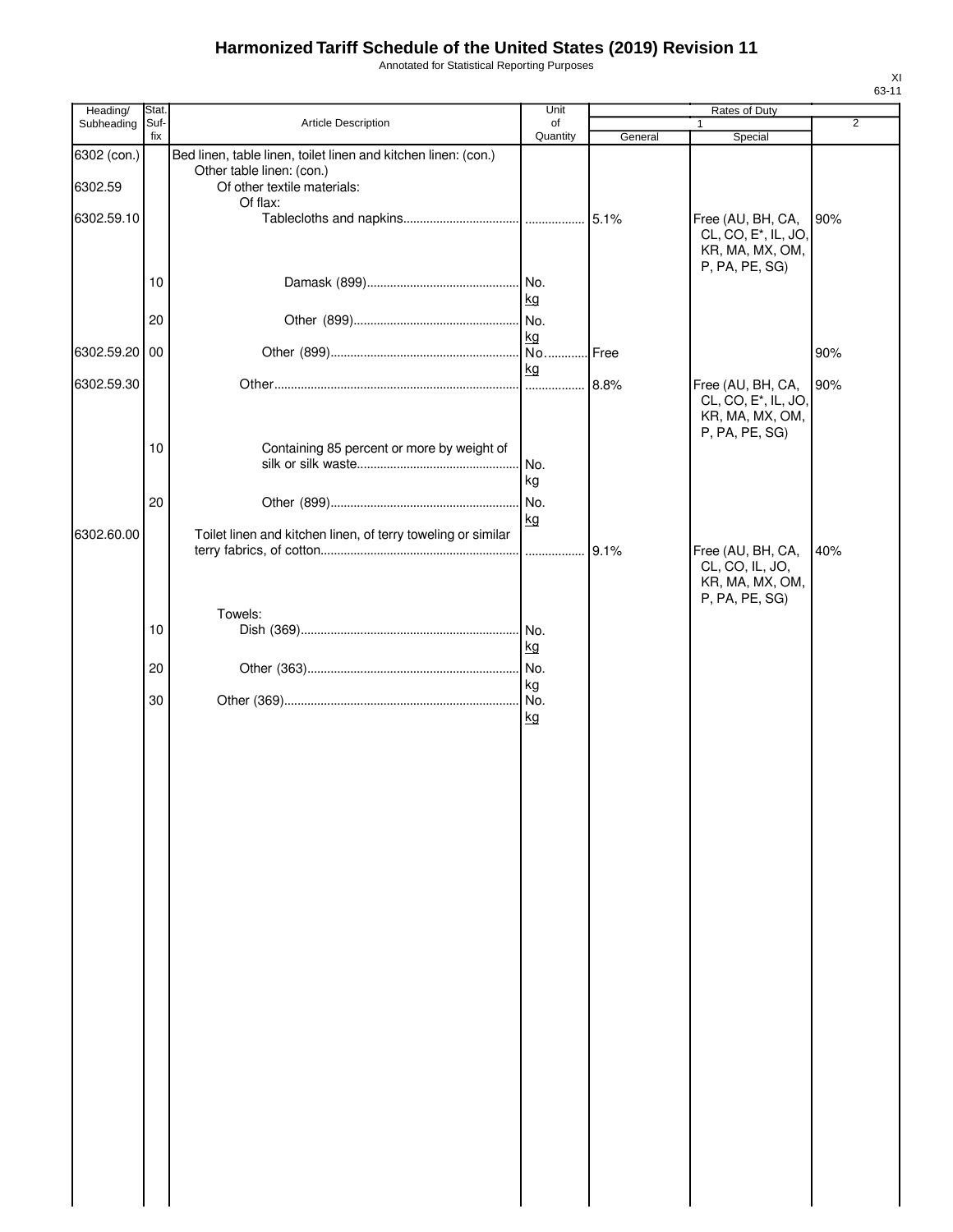# Harmonized Tariff Schedule of the United States (2019) Revision 11

Annotated for Statistical Reporting Purposes

XI
63-11

| Heading/ Subheading | Stat. Suf-fix | Article Description | Unit of Quantity | Rates of Duty 1 General | Special | 2 |
|---|---|---|---|---|---|---|
| 6302 (con.) | | Bed linen, table linen, toilet linen and kitchen linen: (con.) | | | | |
| | | Other table linen: (con.) | | | | |
| 6302.59 | | Of other textile materials: | | | | |
| | | Of flax: | | | | |
| 6302.59.10 | | Tablecloths and napkins | | 5.1% | Free (AU, BH, CA, CL, CO, E*, IL, JO, KR, MA, MX, OM, P, PA, PE, SG) | 90% |
| | 10 | Damask (899) | No. kg | | | |
| | 20 | Other (899) | No. kg | | | |
| 6302.59.20 | 00 | Other (899) | No. kg | Free | | 90% |
| 6302.59.30 | | Other | | 8.8% | Free (AU, BH, CA, CL, CO, E*, IL, JO, KR, MA, MX, OM, P, PA, PE, SG) | 90% |
| | 10 | Containing 85 percent or more by weight of silk or silk waste | No. kg | | | |
| | 20 | Other (899) | No. kg | | | |
| 6302.60.00 | | Toilet linen and kitchen linen, of terry toweling or similar terry fabrics, of cotton | | 9.1% | Free (AU, BH, CA, CL, CO, IL, JO, KR, MA, MX, OM, P, PA, PE, SG) | 40% |
| | | Towels: | | | | |
| | 10 | Dish (369) | No. kg | | | |
| | 20 | Other (363) | No. kg | | | |
| | 30 | Other (369) | No. kg | | | |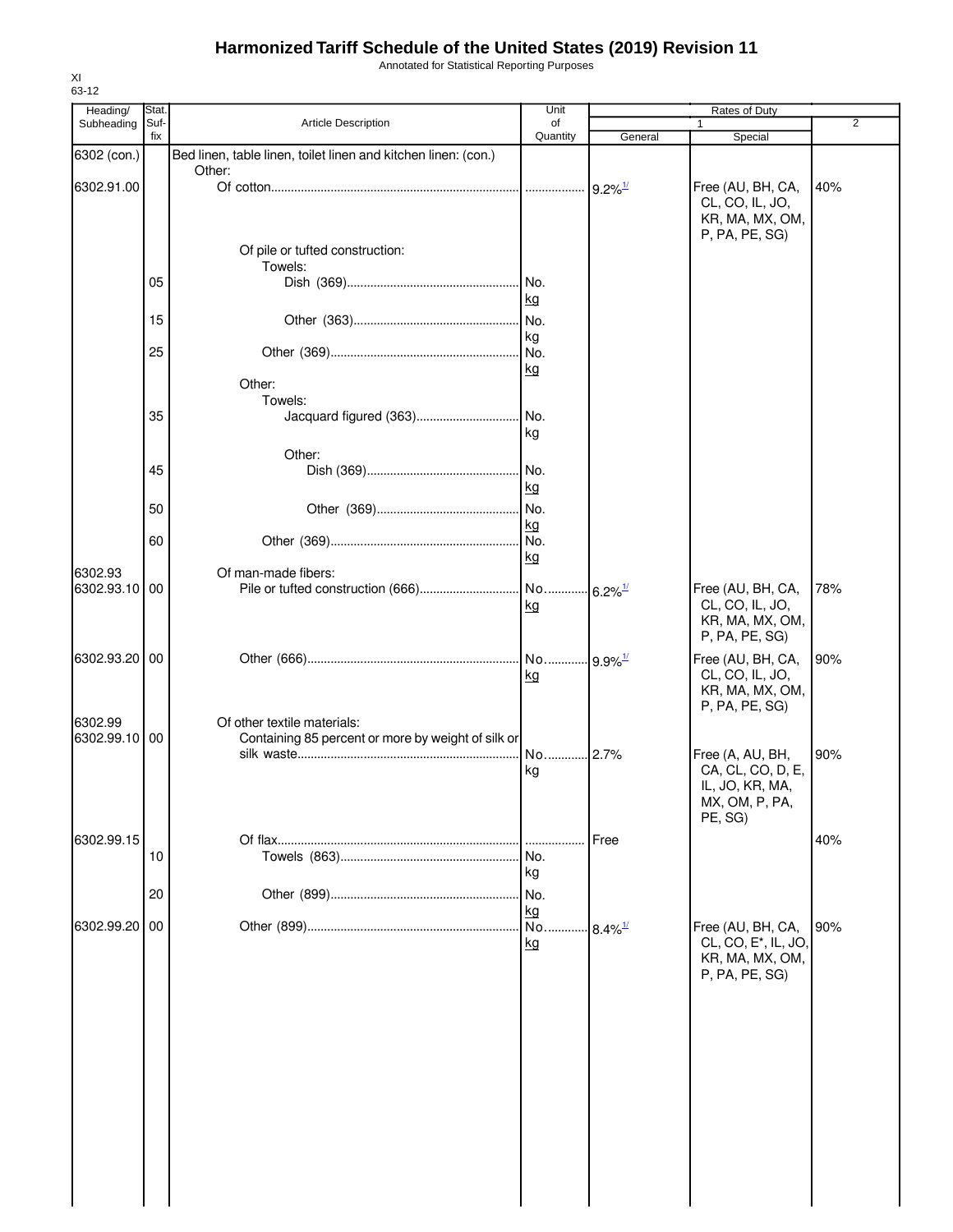# Harmonized Tariff Schedule of the United States (2019) Revision 11

Annotated for Statistical Reporting Purposes

XI
63-12

| Heading/ Subheading | Stat. Suf- fix | Article Description | Unit of Quantity | Rates of Duty 1 General | Rates of Duty 1 Special | Rates of Duty 2 |
|---|---|---|---|---|---|---|
| 6302 (con.) | | Bed linen, table linen, toilet linen and kitchen linen: (con.) | | | | |
| | | Other: | | | | |
| 6302.91.00 | | Of cotton | | 9.2%[1/] | Free (AU, BH, CA, CL, CO, IL, JO, KR, MA, MX, OM, P, PA, PE, SG) | 40% |
| | | Of pile or tufted construction: | | | | |
| | | Towels: | | | | |
| | 05 | Dish (369) | No. kg | | | |
| | 15 | Other (363) | No. kg | | | |
| | 25 | Other (369) | No. kg | | | |
| | | Other: | | | | |
| | | Towels: | | | | |
| | 35 | Jacquard figured (363) | No. kg | | | |
| | | Other: | | | | |
| | 45 | Dish (369) | No. kg | | | |
| | 50 | Other (369) | No. kg | | | |
| | 60 | Other (369) | No. kg | | | |
| 6302.93 | | Of man-made fibers: | | | | |
| 6302.93.10 | 00 | Pile or tufted construction (666) | No. kg | 6.2%[1/] | Free (AU, BH, CA, CL, CO, IL, JO, KR, MA, MX, OM, P, PA, PE, SG) | 78% |
| 6302.93.20 | 00 | Other (666) | No. kg | 9.9%[1/] | Free (AU, BH, CA, CL, CO, IL, JO, KR, MA, MX, OM, P, PA, PE, SG) | 90% |
| 6302.99 | | Of other textile materials: | | | | |
| 6302.99.10 | 00 | Containing 85 percent or more by weight of silk or silk waste | No. kg | 2.7% | Free (A, AU, BH, CA, CL, CO, D, E, IL, JO, KR, MA, MX, OM, P, PA, PE, SG) | 90% |
| 6302.99.15 | | Of flax | | Free | | 40% |
| | 10 | Towels (863) | No. kg | | | |
| | 20 | Other (899) | No. kg | | | |
| 6302.99.20 | 00 | Other (899) | No. kg | 8.4%[1/] | Free (AU, BH, CA, CL, CO, E*, IL, JO, KR, MA, MX, OM, P, PA, PE, SG) | 90% |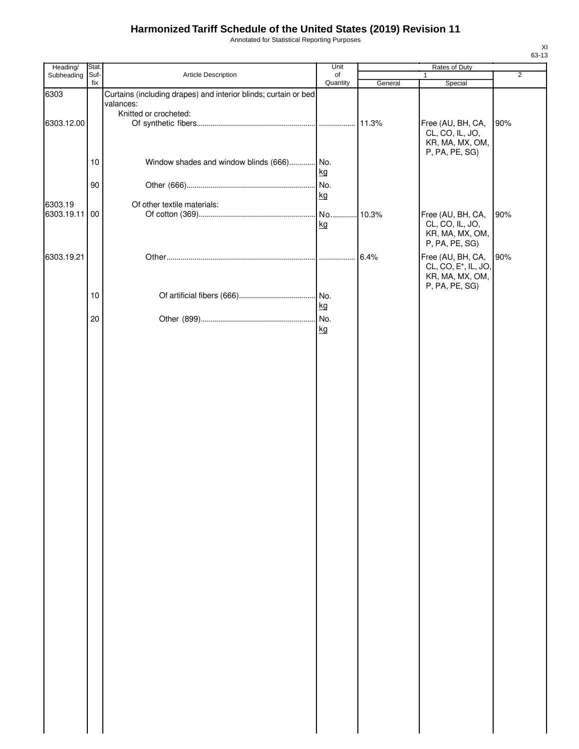# Harmonized Tariff Schedule of the United States (2019) Revision 11

Annotated for Statistical Reporting Purposes

| Heading/ Subheading | Stat. Suf- fix | Article Description | Unit of Quantity | Rates of Duty 1 General | Special | 2 |
|---|---|---|---|---|---|---|
| 6303 | | Curtains (including drapes) and interior blinds; curtain or bed valances: | | | | |
| | | Knitted or crocheted: | | | | |
| 6303.12.00 | | Of synthetic fibers | | 11.3% | Free (AU, BH, CA, CL, CO, IL, JO, KR, MA, MX, OM, P, PA, PE, SG) | 90% |
| | 10 | Window shades and window blinds (666) | No. kg | | | |
| | 90 | Other (666) | No. kg | | | |
| 6303.19 | | Of other textile materials: | | | | |
| 6303.19.11 | 00 | Of cotton (369) | No. kg | 10.3% | Free (AU, BH, CA, CL, CO, IL, JO, KR, MA, MX, OM, P, PA, PE, SG) | 90% |
| 6303.19.21 | | Other | | 6.4% | Free (AU, BH, CA, CL, CO, E*, IL, JO, KR, MA, MX, OM, P, PA, PE, SG) | 90% |
| | 10 | Of artificial fibers (666) | No. kg | | | |
| | 20 | Other (899) | No. kg | | | |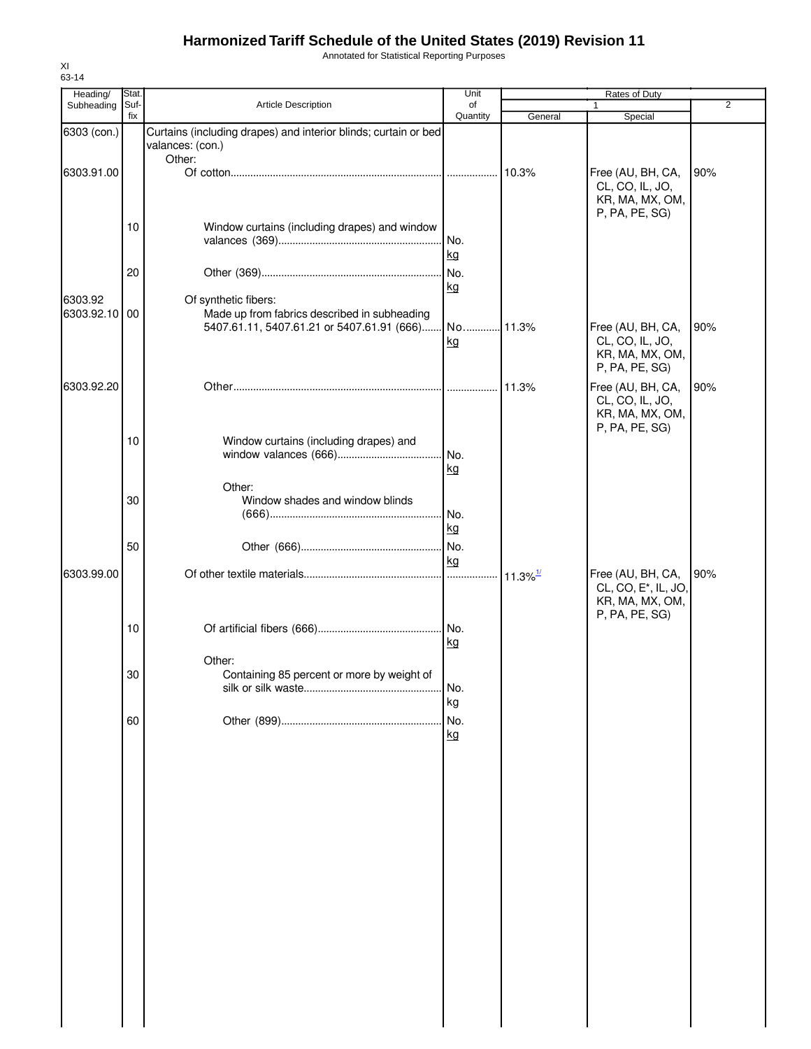# Harmonized Tariff Schedule of the United States (2019) Revision 11

Annotated for Statistical Reporting Purposes

XI
63-14

| Heading/ Subheading | Stat. Suf- fix | Article Description | Unit of Quantity | Rates of Duty 1 General | Special | 2 |
|---|---|---|---|---|---|---|
| 6303 (con.) | | Curtains (including drapes) and interior blinds; curtain or bed valances: (con.) | | | | |
| | | Other: | | | | |
| 6303.91.00 | | Of cotton | | 10.3% | Free (AU, BH, CA, CL, CO, IL, JO, KR, MA, MX, OM, P, PA, PE, SG) | 90% |
| | 10 | Window curtains (including drapes) and window valances (369) | No. kg | | | |
| | 20 | Other (369) | No. kg | | | |
| 6303.92 | | Of synthetic fibers: | | | | |
| 6303.92.10 | 00 | Made up from fabrics described in subheading 5407.61.11, 5407.61.21 or 5407.61.91 (666) | No. kg | 11.3% | Free (AU, BH, CA, CL, CO, IL, JO, KR, MA, MX, OM, P, PA, PE, SG) | 90% |
| 6303.92.20 | | Other | | 11.3% | Free (AU, BH, CA, CL, CO, IL, JO, KR, MA, MX, OM, P, PA, PE, SG) | 90% |
| | 10 | Window curtains (including drapes) and window valances (666) | No. kg | | | |
| | | Other: | | | | |
| | 30 | Window shades and window blinds (666) | No. kg | | | |
| | 50 | Other (666) | No. kg | | | |
| 6303.99.00 | | Of other textile materials | | 11.3%[1/] | Free (AU, BH, CA, CL, CO, E*, IL, JO, KR, MA, MX, OM, P, PA, PE, SG) | 90% |
| | 10 | Of artificial fibers (666) | No. kg | | | |
| | | Other: | | | | |
| | 30 | Containing 85 percent or more by weight of silk or silk waste | No. kg | | | |
| | 60 | Other (899) | No. kg | | | |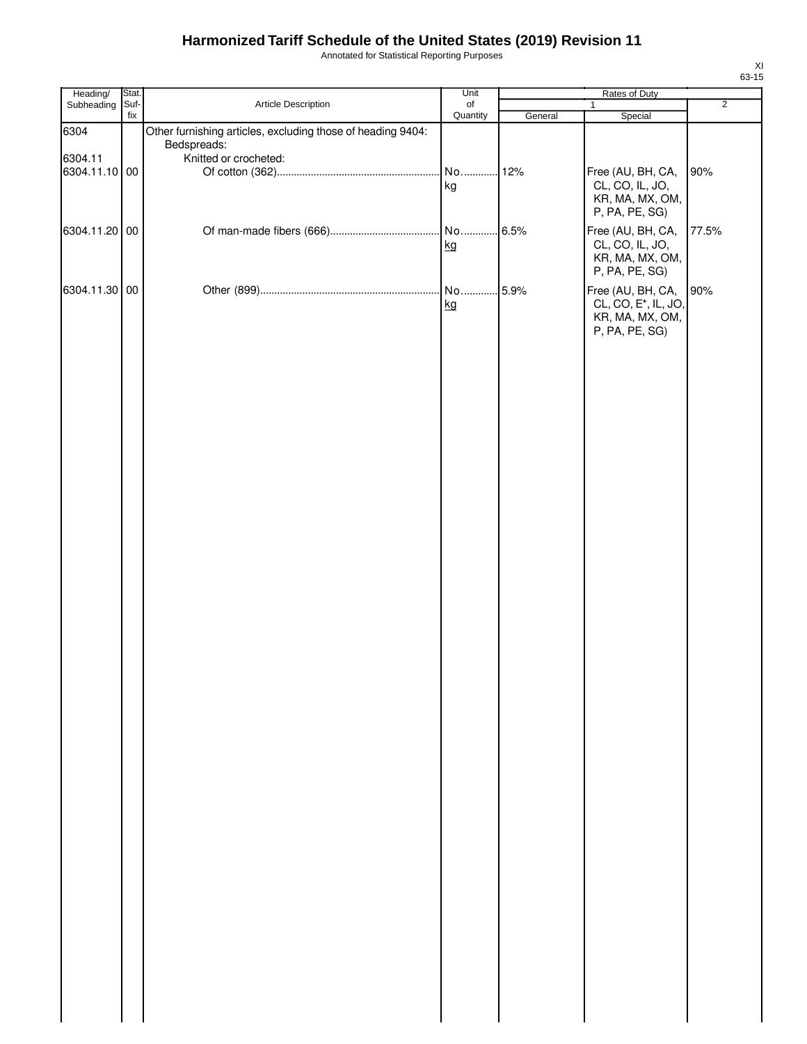# Harmonized Tariff Schedule of the United States (2019) Revision 11

Annotated for Statistical Reporting Purposes

XI
63-15

| Heading/ Subheading | Stat. Suf- fix | Article Description | Unit of Quantity | Rates of Duty 1 General | 1 Special | 2 |
|---|---|---|---|---|---|---|
| 6304 | | Other furnishing articles, excluding those of heading 9404: | | | | |
| | | Bedspreads: | | | | |
| 6304.11 | | Knitted or crocheted: | | | | |
| 6304.11.10 | 00 | Of cotton (362) | No. kg | 12% | Free (AU, BH, CA, CL, CO, IL, JO, KR, MA, MX, OM, P, PA, PE, SG) | 90% |
| 6304.11.20 | 00 | Of man-made fibers (666) | No. kg | 6.5% | Free (AU, BH, CA, CL, CO, IL, JO, KR, MA, MX, OM, P, PA, PE, SG) | 77.5% |
| 6304.11.30 | 00 | Other (899) | No. kg | 5.9% | Free (AU, BH, CA, CL, CO, E*, IL, JO, KR, MA, MX, OM, P, PA, PE, SG) | 90% |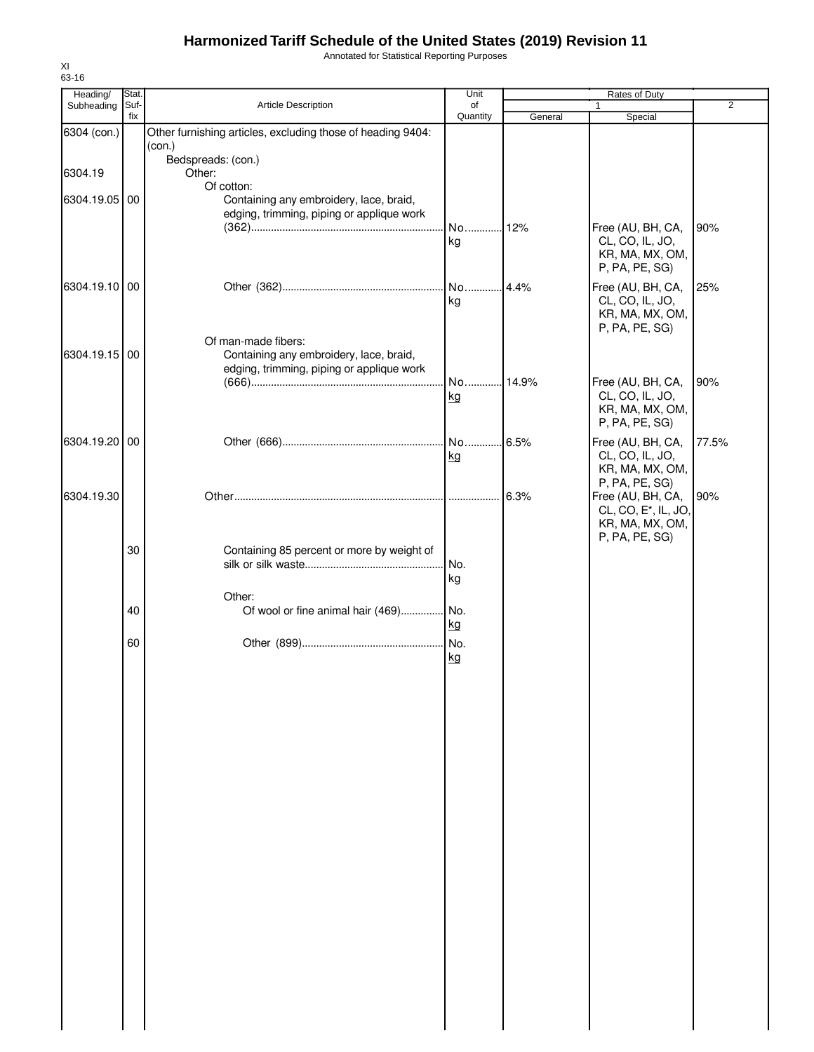# Harmonized Tariff Schedule of the United States (2019) Revision 11

Annotated for Statistical Reporting Purposes

XI
63-16

| Heading/ Subheading | Stat. Suf-fix | Article Description | Unit of Quantity | Rates of Duty | | |
|---|---|---|---|---|---|---|
| | | | | 1 | | 2 |
| | | | | General | Special | |
| 6304 (con.) | | Other furnishing articles, excluding those of heading 9404: (con.) | | | | |
| | | Bedspreads: (con.) | | | | |
| 6304.19 | | Other: | | | | |
| | | Of cotton: | | | | |
| 6304.19.05 | 00 | Containing any embroidery, lace, braid, edging, trimming, piping or applique work (362) | No. kg | 12% | Free (AU, BH, CA, CL, CO, IL, JO, KR, MA, MX, OM, P, PA, PE, SG) | 90% |
| 6304.19.10 | 00 | Other (362) | No. kg | 4.4% | Free (AU, BH, CA, CL, CO, IL, JO, KR, MA, MX, OM, P, PA, PE, SG) | 25% |
| | | Of man-made fibers: | | | | |
| 6304.19.15 | 00 | Containing any embroidery, lace, braid, edging, trimming, piping or applique work (666) | No. kg | 14.9% | Free (AU, BH, CA, CL, CO, IL, JO, KR, MA, MX, OM, P, PA, PE, SG) | 90% |
| 6304.19.20 | 00 | Other (666) | No. kg | 6.5% | Free (AU, BH, CA, CL, CO, IL, JO, KR, MA, MX, OM, P, PA, PE, SG) | 77.5% |
| 6304.19.30 | | Other | | 6.3% | Free (AU, BH, CA, CL, CO, E*, IL, JO, KR, MA, MX, OM, P, PA, PE, SG) | 90% |
| | 30 | Containing 85 percent or more by weight of silk or silk waste | No. kg | | | |
| | | Other: | | | | |
| | 40 | Of wool or fine animal hair (469) | No. kg | | | |
| | 60 | Other (899) | No. kg | | | |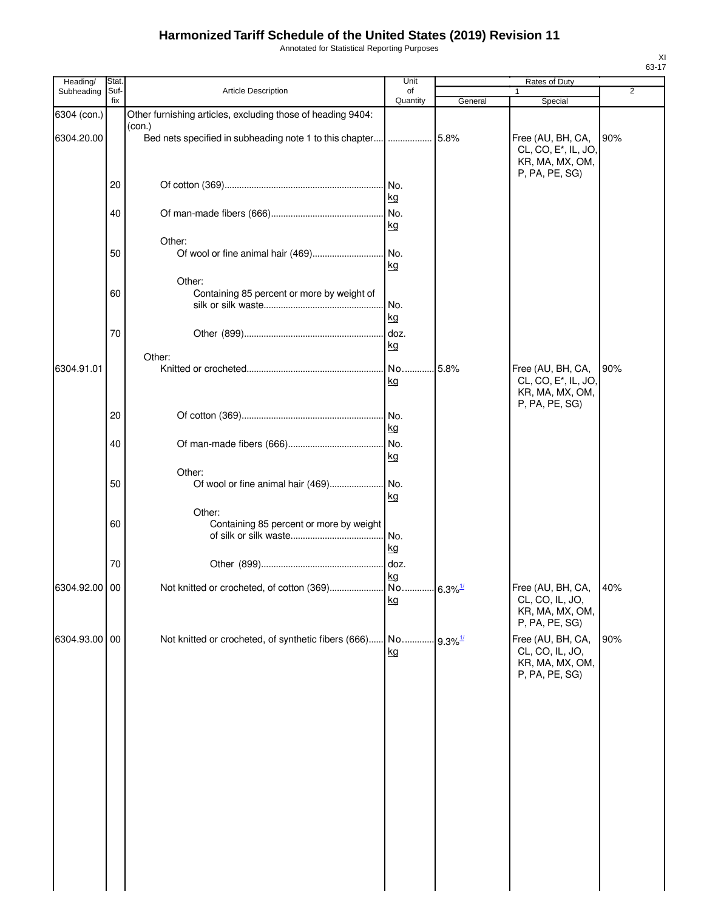# Harmonized Tariff Schedule of the United States (2019) Revision 11

Annotated for Statistical Reporting Purposes

XI
63-17

| Heading/ Subheading | Stat. Suf- fix | Article Description | Unit of Quantity | Rates of Duty 1 General | Rates of Duty 1 Special | Rates of Duty 2 |
|---|---|---|---|---|---|---|
| 6304 (con.) | | Other furnishing articles, excluding those of heading 9404: (con.) | | | | |
| 6304.20.00 | | Bed nets specified in subheading note 1 to this chapter | | 5.8% | Free (AU, BH, CA, CL, CO, E*, IL, JO, KR, MA, MX, OM, P, PA, PE, SG) | 90% |
| | 20 | Of cotton (369) | No. kg | | | |
| | 40 | Of man-made fibers (666) | No. kg | | | |
| | | Other: | | | | |
| | 50 | Of wool or fine animal hair (469) | No. kg | | | |
| | | Other: | | | | |
| | 60 | Containing 85 percent or more by weight of silk or silk waste | No. kg | | | |
| | 70 | Other (899) | doz. kg | | | |
| | | Other: | | | | |
| 6304.91.01 | | Knitted or crocheted | No. kg | 5.8% | Free (AU, BH, CA, CL, CO, E*, IL, JO, KR, MA, MX, OM, P, PA, PE, SG) | 90% |
| | 20 | Of cotton (369) | No. kg | | | |
| | 40 | Of man-made fibers (666) | No. kg | | | |
| | | Other: | | | | |
| | 50 | Of wool or fine animal hair (469) | No. kg | | | |
| | | Other: | | | | |
| | 60 | Containing 85 percent or more by weight of silk or silk waste | No. kg | | | |
| | 70 | Other (899) | doz. kg | | | |
| 6304.92.00 | 00 | Not knitted or crocheted, of cotton (369) | No. kg | 6.3%[1/] | Free (AU, BH, CA, CL, CO, IL, JO, KR, MA, MX, OM, P, PA, PE, SG) | 40% |
| 6304.93.00 | 00 | Not knitted or crocheted, of synthetic fibers (666) | No. kg | 9.3%[1/] | Free (AU, BH, CA, CL, CO, IL, JO, KR, MA, MX, OM, P, PA, PE, SG) | 90% |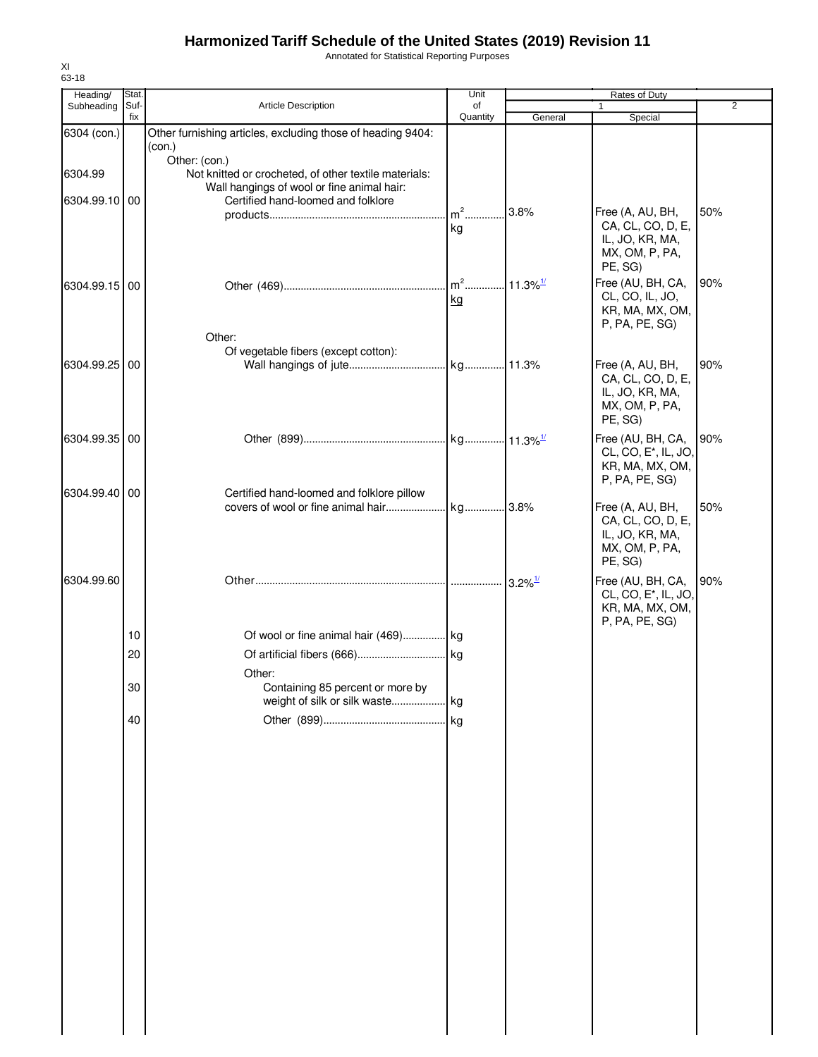# Harmonized Tariff Schedule of the United States (2019) Revision 11

Annotated for Statistical Reporting Purposes

XI
63-18

| Heading/ Subheading | Stat. Suf- fix | Article Description | Unit of Quantity | Rates of Duty 1 General | 1 Special | 2 |
|---|---|---|---|---|---|---|
| 6304 (con.) | | Other furnishing articles, excluding those of heading 9404: (con.) | | | | |
| | | Other: (con.) | | | | |
| 6304.99 | | Not knitted or crocheted, of other textile materials: | | | | |
| | | Wall hangings of wool or fine animal hair: | | | | |
| 6304.99.10 | 00 | Certified hand-loomed and folklore products | $m^2$ kg | 3.8% | Free (A, AU, BH, CA, CL, CO, D, E, IL, JO, KR, MA, MX, OM, P, PA, PE, SG) | 50% |
| 6304.99.15 | 00 | Other (469) | $m^2$ kg | 11.3%[1/] | Free (AU, BH, CA, CL, CO, IL, JO, KR, MA, MX, OM, P, PA, PE, SG) | 90% |
| | | Other: | | | | |
| | | Of vegetable fibers (except cotton): | | | | |
| 6304.99.25 | 00 | Wall hangings of jute | kg | 11.3% | Free (A, AU, BH, CA, CL, CO, D, E, IL, JO, KR, MA, MX, OM, P, PA, PE, SG) | 90% |
| 6304.99.35 | 00 | Other (899) | kg | 11.3%[1/] | Free (AU, BH, CA, CL, CO, E*, IL, JO, KR, MA, MX, OM, P, PA, PE, SG) | 90% |
| 6304.99.40 | 00 | Certified hand-loomed and folklore pillow covers of wool or fine animal hair | kg | 3.8% | Free (A, AU, BH, CA, CL, CO, D, E, IL, JO, KR, MA, MX, OM, P, PA, PE, SG) | 50% |
| 6304.99.60 | | Other | | 3.2%[1/] | Free (AU, BH, CA, CL, CO, E*, IL, JO, KR, MA, MX, OM, P, PA, PE, SG) | 90% |
| | 10 | Of wool or fine animal hair (469) | kg | | | |
| | 20 | Of artificial fibers (666) | kg | | | |
| | | Other: | | | | |
| | 30 | Containing 85 percent or more by weight of silk or silk waste | kg | | | |
| | 40 | Other (899) | kg | | | |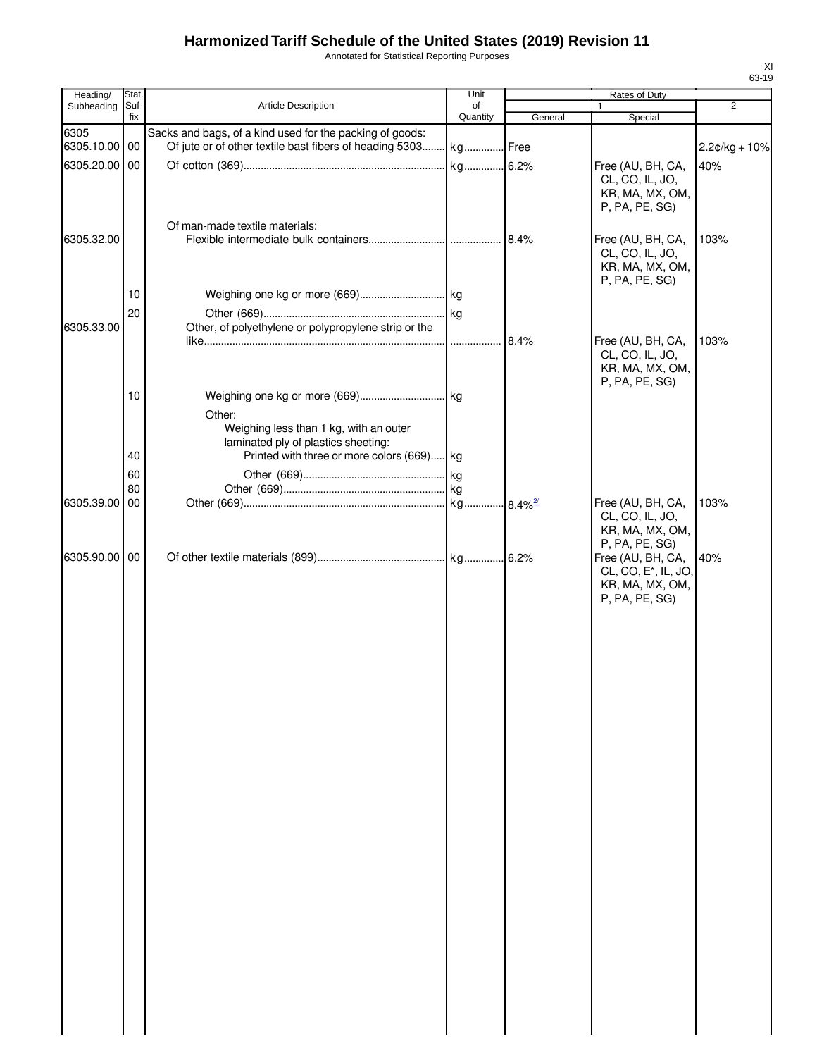# Harmonized Tariff Schedule of the United States (2019) Revision 11

Annotated for Statistical Reporting Purposes

XI
63-19

| Heading/ Subheading | Stat. Suf- fix | Article Description | Unit of Quantity | Rates of Duty 1 General | Special | 2 |
|---|---|---|---|---|---|---|
| 6305 | | Sacks and bags, of a kind used for the packing of goods: | | | | |
| 6305.10.00 | 00 | Of jute or of other textile bast fibers of heading 5303 | kg | Free | | 2.2¢/kg + 10% |
| 6305.20.00 | 00 | Of cotton (369) | kg | 6.2% | Free (AU, BH, CA, CL, CO, IL, JO, KR, MA, MX, OM, P, PA, PE, SG) | 40% |
| | | Of man-made textile materials: | | | | |
| 6305.32.00 | | Flexible intermediate bulk containers | | 8.4% | Free (AU, BH, CA, CL, CO, IL, JO, KR, MA, MX, OM, P, PA, PE, SG) | 103% |
| | 10 | Weighing one kg or more (669) | kg | | | |
| | 20 | Other (669) | kg | | | |
| 6305.33.00 | | Other, of polyethylene or polypropylene strip or the like | | 8.4% | Free (AU, BH, CA, CL, CO, IL, JO, KR, MA, MX, OM, P, PA, PE, SG) | 103% |
| | 10 | Weighing one kg or more (669) | kg | | | |
| | | Other: | | | | |
| | | Weighing less than 1 kg, with an outer laminated ply of plastics sheeting: | | | | |
| | 40 | Printed with three or more colors (669) | kg | | | |
| | 60 | Other (669) | kg | | | |
| | 80 | Other (669) | kg | | | |
| 6305.39.00 | 00 | Other (669) | kg | 8.4% [2/] | Free (AU, BH, CA, CL, CO, IL, JO, KR, MA, MX, OM, P, PA, PE, SG) | 103% |
| 6305.90.00 | 00 | Of other textile materials (899) | kg | 6.2% | Free (AU, BH, CA, CL, CO, E*, IL, JO, KR, MA, MX, OM, P, PA, PE, SG) | 40% |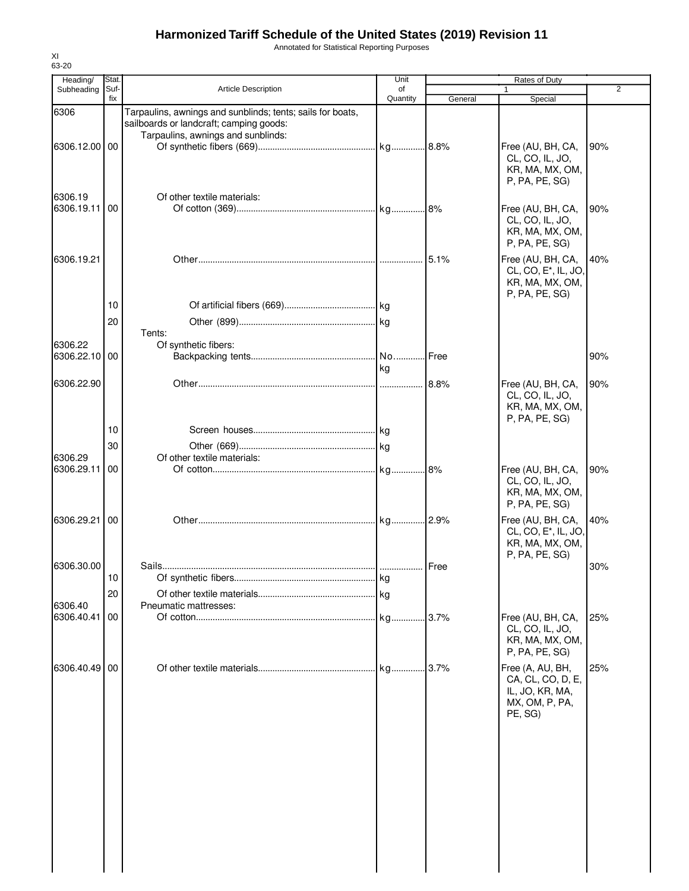# Harmonized Tariff Schedule of the United States (2019) Revision 11

Annotated for Statistical Reporting Purposes

XI
63-20

| Heading/ Subheading | Stat. Suf-fix | Article Description | Unit of Quantity | Rates of Duty | | |
|---|---|---|---|---|---|---|
| | | | | 1 | | 2 |
| | | | | General | Special | |
| 6306 | | Tarpaulins, awnings and sunblinds; tents; sails for boats, sailboards or landcraft; camping goods: | | | | |
| | | Tarpaulins, awnings and sunblinds: | | | | |
| 6306.12.00 | 00 | Of synthetic fibers (669) | kg | 8.8% | Free (AU, BH, CA, CL, CO, IL, JO, KR, MA, MX, OM, P, PA, PE, SG) | 90% |
| 6306.19 | | Of other textile materials: | | | | |
| 6306.19.11 | 00 | Of cotton (369) | kg | 8% | Free (AU, BH, CA, CL, CO, IL, JO, KR, MA, MX, OM, P, PA, PE, SG) | 90% |
| 6306.19.21 | | Other | | 5.1% | Free (AU, BH, CA, CL, CO, E*, IL, JO, KR, MA, MX, OM, P, PA, PE, SG) | 40% |
| | 10 | Of artificial fibers (669) | kg | | | |
| | 20 | Other (899) | kg | | | |
| | | Tents: | | | | |
| 6306.22 | | Of synthetic fibers: | | | | |
| 6306.22.10 | 00 | Backpacking tents | No.<br>kg | Free | | 90% |
| 6306.22.90 | | Other | | 8.8% | Free (AU, BH, CA, CL, CO, IL, JO, KR, MA, MX, OM, P, PA, PE, SG) | 90% |
| | 10 | Screen houses | kg | | | |
| | 30 | Other (669) | kg | | | |
| 6306.29 | | Of other textile materials: | | | | |
| 6306.29.11 | 00 | Of cotton | kg | 8% | Free (AU, BH, CA, CL, CO, IL, JO, KR, MA, MX, OM, P, PA, PE, SG) | 90% |
| 6306.29.21 | 00 | Other | kg | 2.9% | Free (AU, BH, CA, CL, CO, E*, IL, JO, KR, MA, MX, OM, P, PA, PE, SG) | 40% |
| 6306.30.00 | | Sails | | Free | | 30% |
| | 10 | Of synthetic fibers | kg | | | |
| | 20 | Of other textile materials | kg | | | |
| 6306.40 | | Pneumatic mattresses: | | | | |
| 6306.40.41 | 00 | Of cotton | kg | 3.7% | Free (AU, BH, CA, CL, CO, IL, JO, KR, MA, MX, OM, P, PA, PE, SG) | 25% |
| 6306.40.49 | 00 | Of other textile materials | kg | 3.7% | Free (A, AU, BH, CA, CL, CO, D, E, IL, JO, KR, MA, MX, OM, P, PA, PE, SG) | 25% |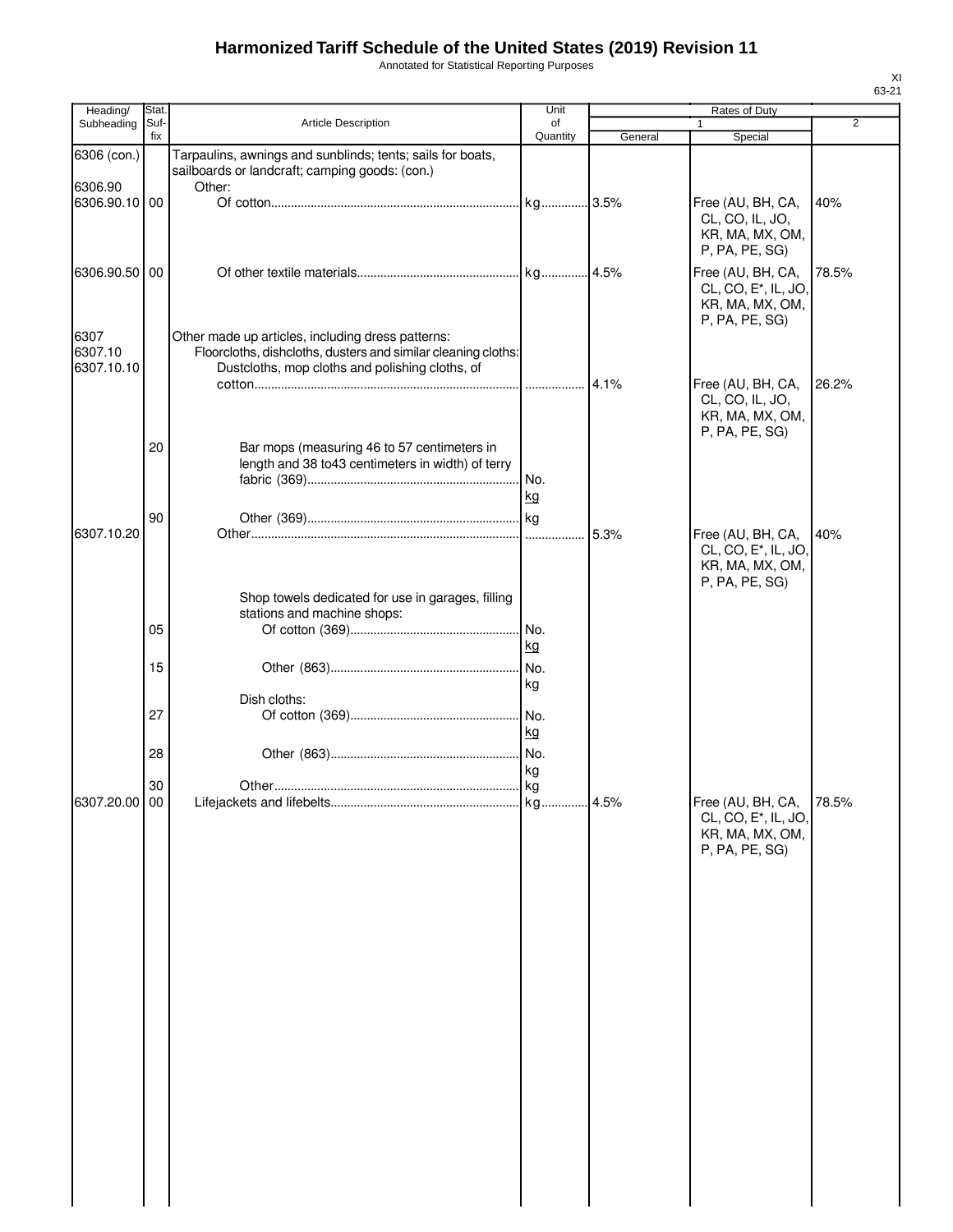# Harmonized Tariff Schedule of the United States (2019) Revision 11

Annotated for Statistical Reporting Purposes

XI
63-21

| Heading/ Subheading | Stat. Suf- fix | Article Description | Unit of Quantity | Rates of Duty 1 General | Special | 2 |
|---|---|---|---|---|---|---|
| 6306 (con.) | | Tarpaulins, awnings and sunblinds; tents; sails for boats, sailboards or landcraft; camping goods: (con.) | | | | |
| 6306.90 | | Other: | | | | |
| 6306.90.10 | 00 | Of cotton | kg | 3.5% | Free (AU, BH, CA, CL, CO, IL, JO, KR, MA, MX, OM, P, PA, PE, SG) | 40% |
| 6306.90.50 | 00 | Of other textile materials | kg | 4.5% | Free (AU, BH, CA, CL, CO, E*, IL, JO, KR, MA, MX, OM, P, PA, PE, SG) | 78.5% |
| 6307 | | Other made up articles, including dress patterns: | | | | |
| 6307.10 | | Floorcloths, dishcloths, dusters and similar cleaning cloths: | | | | |
| 6307.10.10 | | Dustcloths, mop cloths and polishing cloths, of cotton | | 4.1% | Free (AU, BH, CA, CL, CO, IL, JO, KR, MA, MX, OM, P, PA, PE, SG) | 26.2% |
| | 20 | Bar mops (measuring 46 to 57 centimeters in length and 38 to43 centimeters in width) of terry fabric (369) | No. kg | | | |
| | 90 | Other (369) | kg | | | |
| 6307.10.20 | | Other | | 5.3% | Free (AU, BH, CA, CL, CO, E*, IL, JO, KR, MA, MX, OM, P, PA, PE, SG) | 40% |
| | | Shop towels dedicated for use in garages, filling stations and machine shops: | | | | |
| | 05 | Of cotton (369) | No. kg | | | |
| | 15 | Other (863) | No. kg | | | |
| | | Dish cloths: | | | | |
| | 27 | Of cotton (369) | No. kg | | | |
| | 28 | Other (863) | No. kg | | | |
| | 30 | Other | kg | | | |
| 6307.20.00 | 00 | Lifejackets and lifebelts | kg | 4.5% | Free (AU, BH, CA, CL, CO, E*, IL, JO, KR, MA, MX, OM, P, PA, PE, SG) | 78.5% |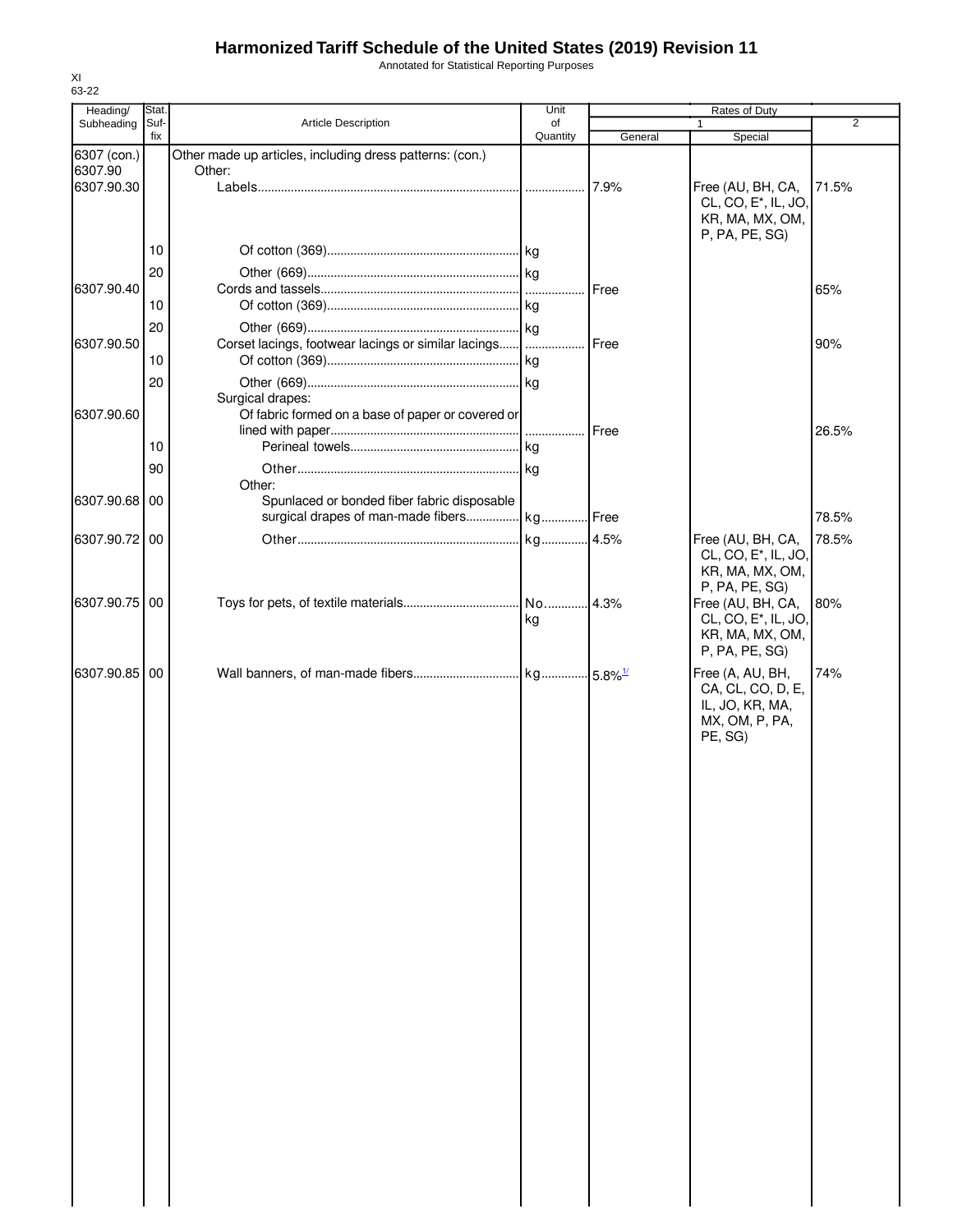# Harmonized Tariff Schedule of the United States (2019) Revision 11

Annotated for Statistical Reporting Purposes

XI
63-22

| Heading/ Subheading | Stat. Suf- fix | Article Description | Unit of Quantity | Rates of Duty 1 General | Special | 2 |
|---|---|---|---|---|---|---|
| 6307 (con.) | | Other made up articles, including dress patterns: (con.) | | | | |
| 6307.90 | | Other: | | | | |
| 6307.90.30 | | Labels | | 7.9% | Free (AU, BH, CA, CL, CO, E*, IL, JO, KR, MA, MX, OM, P, PA, PE, SG) | 71.5% |
| | 10 | Of cotton (369) | kg | | | |
| | 20 | Other (669) | kg | | | |
| 6307.90.40 | | Cords and tassels | | Free | | 65% |
| | 10 | Of cotton (369) | kg | | | |
| | 20 | Other (669) | kg | | | |
| 6307.90.50 | | Corset lacings, footwear lacings or similar lacings | | Free | | 90% |
| | 10 | Of cotton (369) | kg | | | |
| | 20 | Other (669) | kg | | | |
| | | Surgical drapes: | | | | |
| 6307.90.60 | | Of fabric formed on a base of paper or covered or lined with paper | | Free | | 26.5% |
| | 10 | Perineal towels | kg | | | |
| | 90 | Other | kg | | | |
| | | Other: | | | | |
| 6307.90.68 | 00 | Spunlaced or bonded fiber fabric disposable surgical drapes of man-made fibers | kg | Free | | 78.5% |
| 6307.90.72 | 00 | Other | kg | 4.5% | Free (AU, BH, CA, CL, CO, E*, IL, JO, KR, MA, MX, OM, P, PA, PE, SG) | 78.5% |
| 6307.90.75 | 00 | Toys for pets, of textile materials | No. kg | 4.3% | Free (AU, BH, CA, CL, CO, E*, IL, JO, KR, MA, MX, OM, P, PA, PE, SG) | 80% |
| 6307.90.85 | 00 | Wall banners, of man-made fibers | kg | 5.8%[1/] | Free (A, AU, BH, CA, CL, CO, D, E, IL, JO, KR, MA, MX, OM, P, PA, PE, SG) | 74% |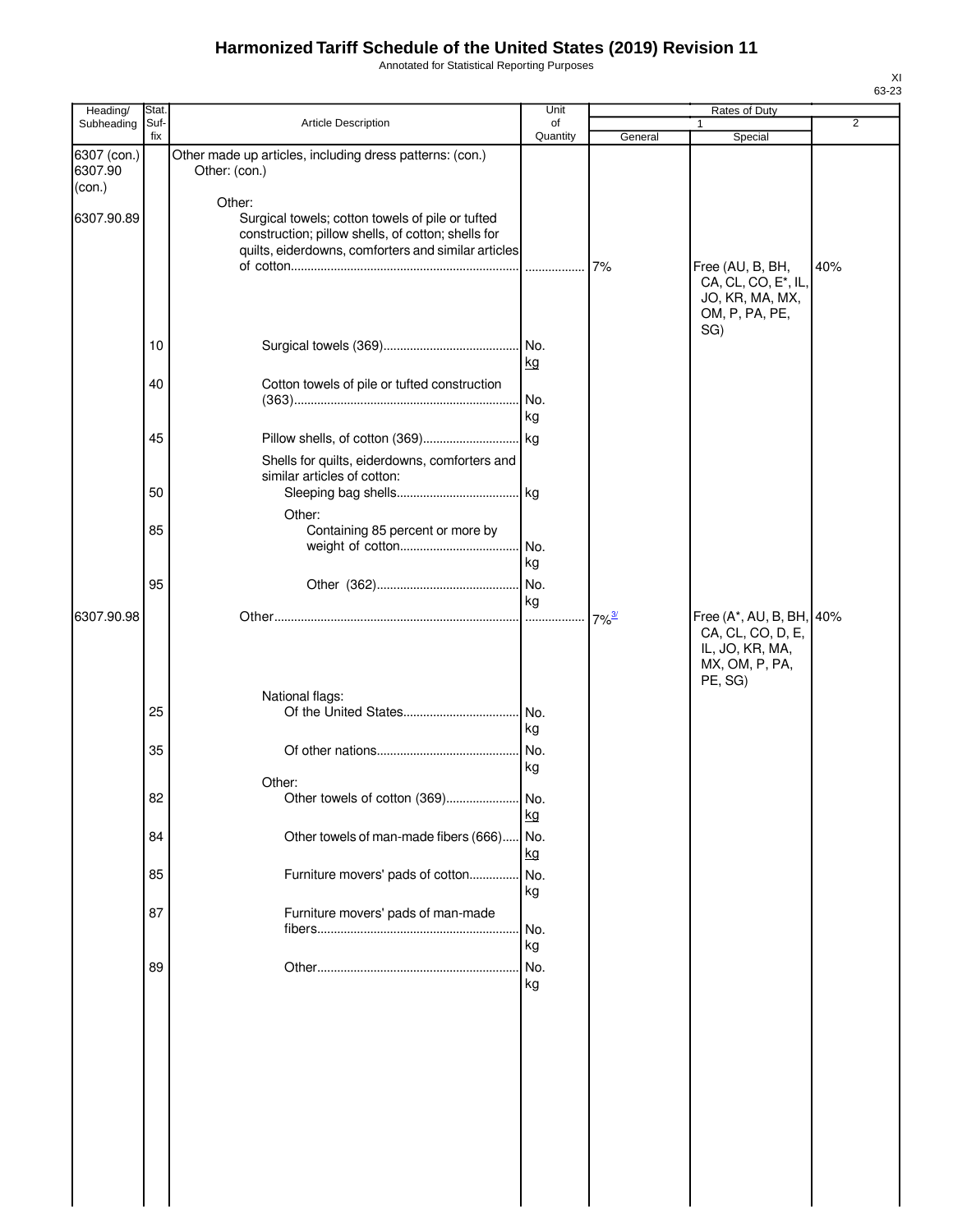# Harmonized Tariff Schedule of the United States (2019) Revision 11

Annotated for Statistical Reporting Purposes

XI
63-23

| Heading/ Subheading | Stat. Suf- fix | Article Description | Unit of Quantity | Rates of Duty 1 General | Special | 2 |
|---|---|---|---|---|---|---|
| 6307 (con.) 6307.90 (con.) | | Other made up articles, including dress patterns: (con.) Other: (con.) | | | | |
| | | Other: | | | | |
| 6307.90.89 | | Surgical towels; cotton towels of pile or tufted construction; pillow shells, of cotton; shells for quilts, eiderdowns, comforters and similar articles of cotton | | 7% | Free (AU, B, BH, CA, CL, CO, E*, IL, JO, KR, MA, MX, OM, P, PA, PE, SG) | 40% |
| | 10 | Surgical towels (369) | No. kg | | | |
| | 40 | Cotton towels of pile or tufted construction (363) | No. kg | | | |
| | 45 | Pillow shells, of cotton (369) | kg | | | |
| | | Shells for quilts, eiderdowns, comforters and similar articles of cotton: | | | | |
| | 50 | Sleeping bag shells | kg | | | |
| | | Other: | | | | |
| | 85 | Containing 85 percent or more by weight of cotton | No. kg | | | |
| | 95 | Other (362) | No. kg | | | |
| 6307.90.98 | | Other | | 7%[3/] | Free (A*, AU, B, BH, CA, CL, CO, D, E, IL, JO, KR, MA, MX, OM, P, PA, PE, SG) | 40% |
| | | National flags: | | | | |
| | 25 | Of the United States | No. kg | | | |
| | 35 | Of other nations | No. kg | | | |
| | | Other: | | | | |
| | 82 | Other towels of cotton (369) | No. kg | | | |
| | 84 | Other towels of man-made fibers (666) | No. kg | | | |
| | 85 | Furniture movers' pads of cotton | No. kg | | | |
| | 87 | Furniture movers' pads of man-made fibers | No. kg | | | |
| | 89 | Other | No. kg | | | |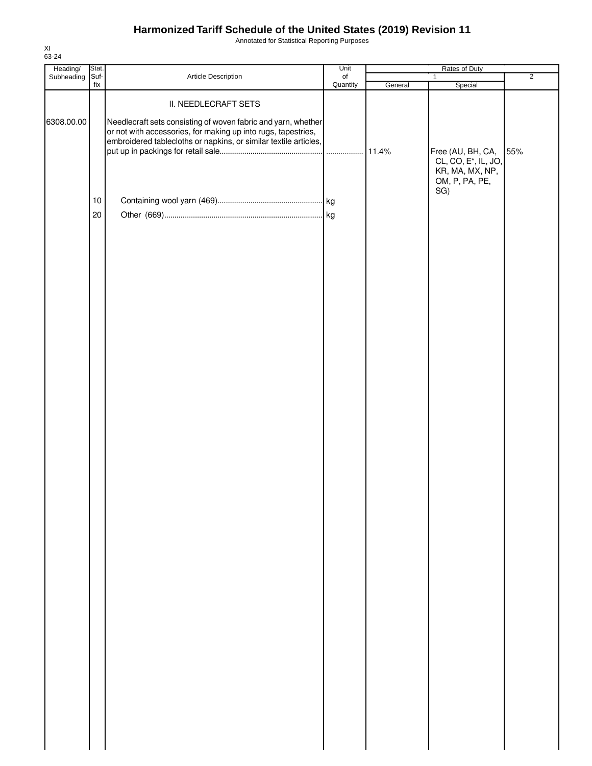# Harmonized Tariff Schedule of the United States (2019) Revision 11

Annotated for Statistical Reporting Purposes

XI
63-24

| Heading/ Subheading | Stat. Suf- fix | Article Description | Unit of Quantity | Rates of Duty 1 General | Rates of Duty 1 Special | Rates of Duty 2 |
|---|---|---|---|---|---|---|
| | | II. NEEDLECRAFT SETS | | | | |
| 6308.00.00 | | Needlecraft sets consisting of woven fabric and yarn, whether or not with accessories, for making up into rugs, tapestries, embroidered tablecloths or napkins, or similar textile articles, put up in packings for retail sale | | 11.4% | Free (AU, BH, CA, CL, CO, E*, IL, JO, KR, MA, MX, NP, OM, P, PA, PE, SG) | 55% |
| | 10 | Containing wool yarn (469) | kg | | | |
| | 20 | Other (669) | kg | | | |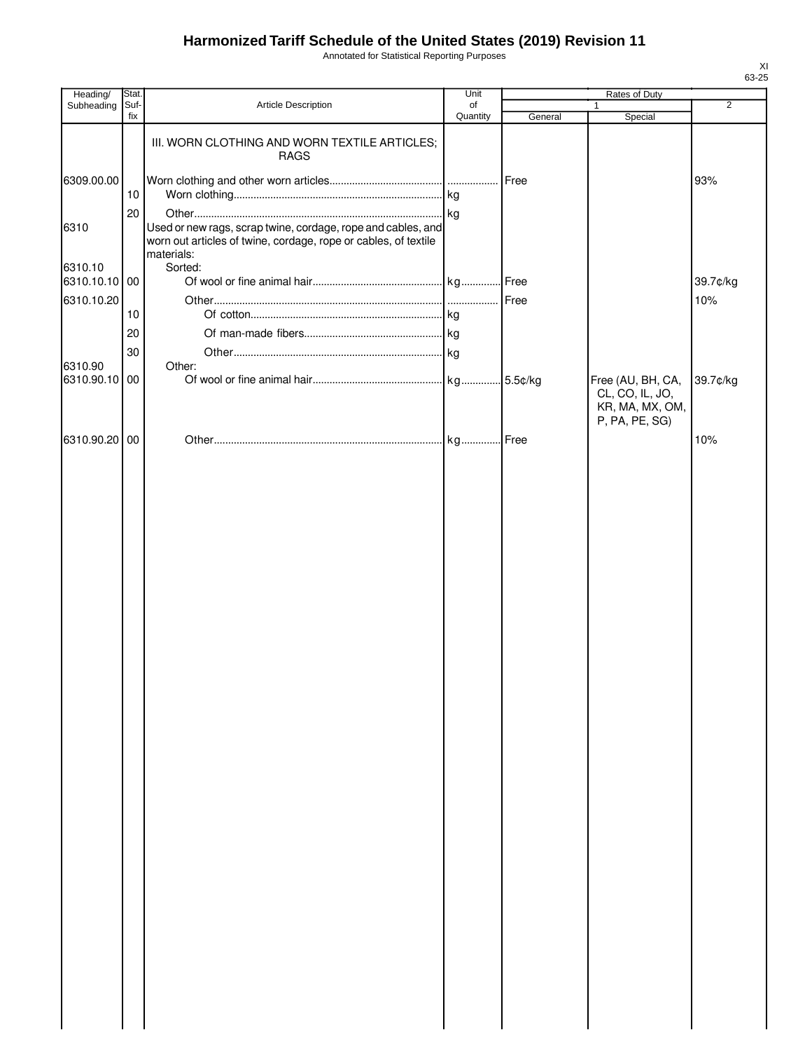# Harmonized Tariff Schedule of the United States (2019) Revision 11

Annotated for Statistical Reporting Purposes

XI
63-25

| Heading/ Subheading | Stat. Suf-fix | Article Description | Unit of Quantity | Rates of Duty | | |
|---|---|---|---|---|---|---|
| | | | | 1 | | 2 |
| | | | | General | Special | |
| | | III. WORN CLOTHING AND WORN TEXTILE ARTICLES; RAGS | | | | |
| 6309.00.00 | | Worn clothing and other worn articles | | Free | | 93% |
| | 10 | Worn clothing | kg | | | |
| | 20 | Other | kg | | | |
| 6310 | | Used or new rags, scrap twine, cordage, rope and cables, and worn out articles of twine, cordage, rope or cables, of textile materials: | | | | |
| 6310.10 | | Sorted: | | | | |
| 6310.10.10 | 00 | Of wool or fine animal hair | kg | Free | | 39.7¢/kg |
| 6310.10.20 | | Other | | Free | | 10% |
| | 10 | Of cotton | kg | | | |
| | 20 | Of man-made fibers | kg | | | |
| | 30 | Other | kg | | | |
| 6310.90 | | Other: | | | | |
| 6310.90.10 | 00 | Of wool or fine animal hair | kg | 5.5¢/kg | Free (AU, BH, CA, CL, CO, IL, JO, KR, MA, MX, OM, P, PA, PE, SG) | 39.7¢/kg |
| 6310.90.20 | 00 | Other | kg | Free | | 10% |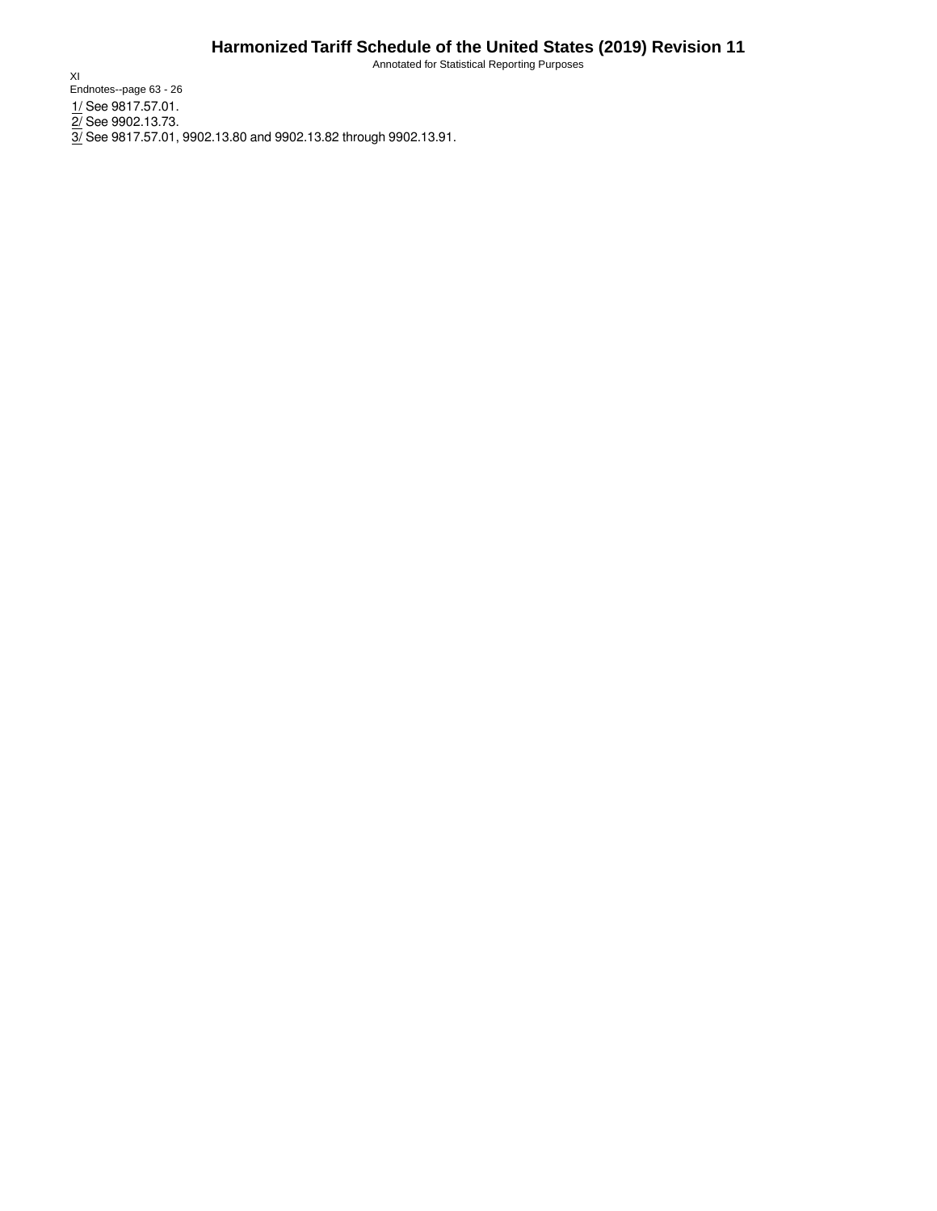1/ See 9817.57.01.

2/ See 9902.13.73.

3/ See 9817.57.01, 9902.13.80 and 9902.13.82 through 9902.13.91.